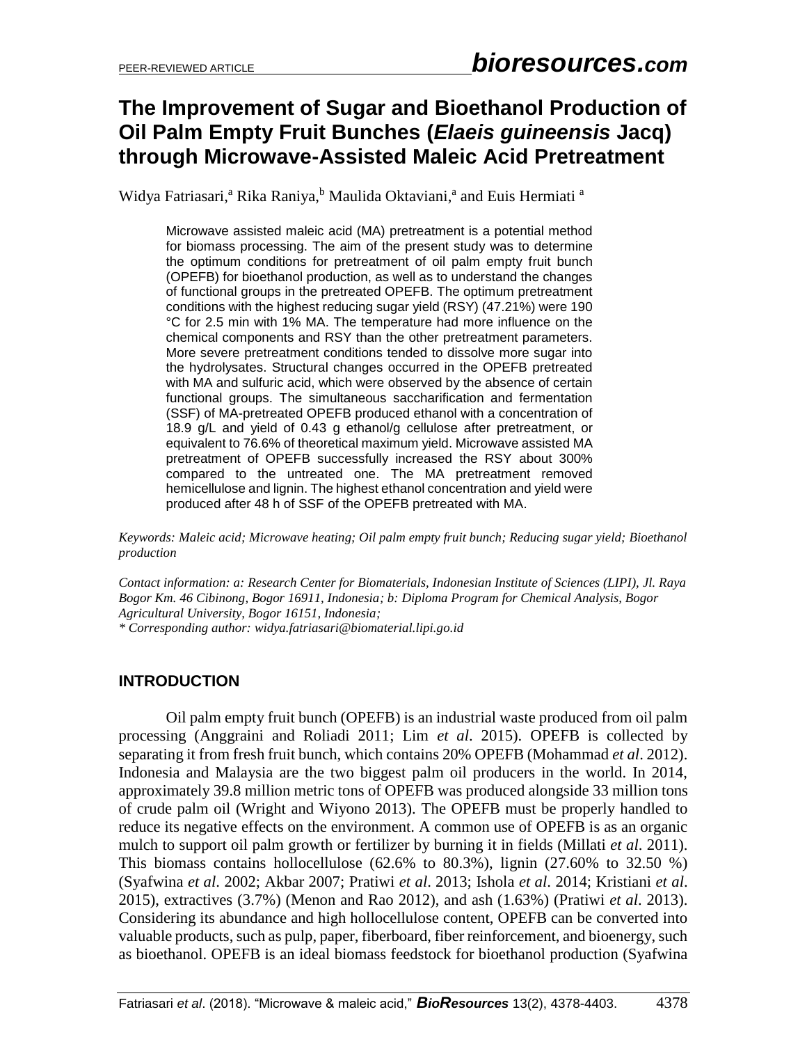PEER-REVIEWED ARTICLE

# The Improvement of Sugar and Bioethanol Production of Oil Palm Empty Fruit Bunches (*Elaeis guineensis* Jacq) through Microwave-Assisted Maleic Acid Pretreatment

Widya Fatriasari,[a] Rika Raniya,[b] Maulida Oktaviani,[a] and Euis Hermiati [a]

Microwave assisted maleic acid (MA) pretreatment is a potential method for biomass processing. The aim of the present study was to determine the optimum conditions for pretreatment of oil palm empty fruit bunch (OPEFB) for bioethanol production, as well as to understand the changes of functional groups in the pretreated OPEFB. The optimum pretreatment conditions with the highest reducing sugar yield (RSY) (47.21%) were 190 °C for 2.5 min with 1% MA. The temperature had more influence on the chemical components and RSY than the other pretreatment parameters. More severe pretreatment conditions tended to dissolve more sugar into the hydrolysates. Structural changes occurred in the OPEFB pretreated with MA and sulfuric acid, which were observed by the absence of certain functional groups. The simultaneous saccharification and fermentation (SSF) of MA-pretreated OPEFB produced ethanol with a concentration of 18.9 g/L and yield of 0.43 g ethanol/g cellulose after pretreatment, or equivalent to 76.6% of theoretical maximum yield. Microwave assisted MA pretreatment of OPEFB successfully increased the RSY about 300% compared to the untreated one. The MA pretreatment removed hemicellulose and lignin. The highest ethanol concentration and yield were produced after 48 h of SSF of the OPEFB pretreated with MA.

*Keywords: Maleic acid; Microwave heating; Oil palm empty fruit bunch; Reducing sugar yield; Bioethanol production*

*Contact information: a: Research Center for Biomaterials, Indonesian Institute of Sciences (LIPI), Jl. Raya Bogor Km. 46 Cibinong, Bogor 16911, Indonesia; b: Diploma Program for Chemical Analysis, Bogor Agricultural University, Bogor 16151, Indonesia;*
*\* Corresponding author: widya.fatriasari@biomaterial.lipi.go.id*

## INTRODUCTION

Oil palm empty fruit bunch (OPEFB) is an industrial waste produced from oil palm processing (Anggraini and Roliadi 2011; Lim *et al*. 2015). OPEFB is collected by separating it from fresh fruit bunch, which contains 20% OPEFB (Mohammad *et al*. 2012). Indonesia and Malaysia are the two biggest palm oil producers in the world. In 2014, approximately 39.8 million metric tons of OPEFB was produced alongside 33 million tons of crude palm oil (Wright and Wiyono 2013). The OPEFB must be properly handled to reduce its negative effects on the environment. A common use of OPEFB is as an organic mulch to support oil palm growth or fertilizer by burning it in fields (Millati *et al*. 2011). This biomass contains hollocellulose (62.6% to 80.3%), lignin (27.60% to 32.50 %) (Syafwina *et al*. 2002; Akbar 2007; Pratiwi *et al*. 2013; Ishola *et al*. 2014; Kristiani *et al*. 2015), extractives (3.7%) (Menon and Rao 2012), and ash (1.63%) (Pratiwi *et al*. 2013). Considering its abundance and high hollocellulose content, OPEFB can be converted into valuable products, such as pulp, paper, fiberboard, fiber reinforcement, and bioenergy, such as bioethanol. OPEFB is an ideal biomass feedstock for bioethanol production (Syafwina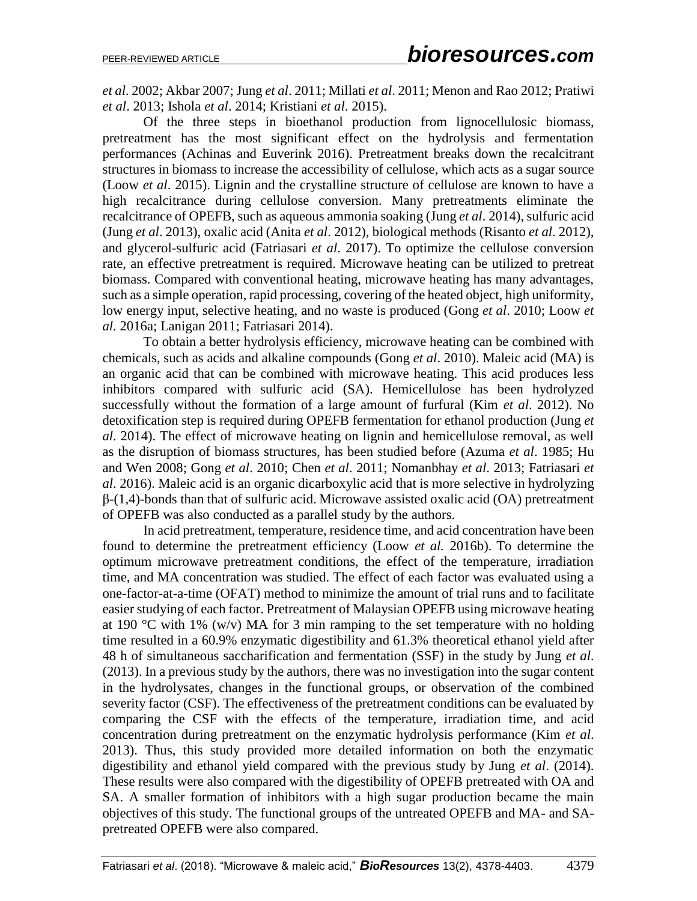*et al*. 2002; Akbar 2007; Jung *et al*. 2011; Millati *et al*. 2011; Menon and Rao 2012; Pratiwi *et al*. 2013; Ishola *et al*. 2014; Kristiani *et al*. 2015).

Of the three steps in bioethanol production from lignocellulosic biomass, pretreatment has the most significant effect on the hydrolysis and fermentation performances (Achinas and Euverink 2016). Pretreatment breaks down the recalcitrant structures in biomass to increase the accessibility of cellulose, which acts as a sugar source (Loow *et al*. 2015). Lignin and the crystalline structure of cellulose are known to have a high recalcitrance during cellulose conversion. Many pretreatments eliminate the recalcitrance of OPEFB, such as aqueous ammonia soaking (Jung *et al*. 2014), sulfuric acid (Jung *et al*. 2013), oxalic acid (Anita *et al*. 2012), biological methods (Risanto *et al*. 2012), and glycerol-sulfuric acid (Fatriasari *et al*. 2017). To optimize the cellulose conversion rate, an effective pretreatment is required. Microwave heating can be utilized to pretreat biomass. Compared with conventional heating, microwave heating has many advantages, such as a simple operation, rapid processing, covering of the heated object, high uniformity, low energy input, selective heating, and no waste is produced (Gong *et al*. 2010; Loow *et al*. 2016a; Lanigan 2011; Fatriasari 2014).

To obtain a better hydrolysis efficiency, microwave heating can be combined with chemicals, such as acids and alkaline compounds (Gong *et al*. 2010). Maleic acid (MA) is an organic acid that can be combined with microwave heating. This acid produces less inhibitors compared with sulfuric acid (SA). Hemicellulose has been hydrolyzed successfully without the formation of a large amount of furfural (Kim *et al*. 2012). No detoxification step is required during OPEFB fermentation for ethanol production (Jung *et al*. 2014). The effect of microwave heating on lignin and hemicellulose removal, as well as the disruption of biomass structures, has been studied before (Azuma *et al*. 1985; Hu and Wen 2008; Gong *et al*. 2010; Chen *et al*. 2011; Nomanbhay *et al*. 2013; Fatriasari *et al*. 2016). Maleic acid is an organic dicarboxylic acid that is more selective in hydrolyzing β-(1,4)-bonds than that of sulfuric acid. Microwave assisted oxalic acid (OA) pretreatment of OPEFB was also conducted as a parallel study by the authors.

In acid pretreatment, temperature, residence time, and acid concentration have been found to determine the pretreatment efficiency (Loow *et al.* 2016b). To determine the optimum microwave pretreatment conditions, the effect of the temperature, irradiation time, and MA concentration was studied. The effect of each factor was evaluated using a one-factor-at-a-time (OFAT) method to minimize the amount of trial runs and to facilitate easier studying of each factor. Pretreatment of Malaysian OPEFB using microwave heating at 190 °C with 1% (w/v) MA for 3 min ramping to the set temperature with no holding time resulted in a 60.9% enzymatic digestibility and 61.3% theoretical ethanol yield after 48 h of simultaneous saccharification and fermentation (SSF) in the study by Jung *et al*. (2013). In a previous study by the authors, there was no investigation into the sugar content in the hydrolysates, changes in the functional groups, or observation of the combined severity factor (CSF). The effectiveness of the pretreatment conditions can be evaluated by comparing the CSF with the effects of the temperature, irradiation time, and acid concentration during pretreatment on the enzymatic hydrolysis performance (Kim *et al*. 2013). Thus, this study provided more detailed information on both the enzymatic digestibility and ethanol yield compared with the previous study by Jung *et al*. (2014). These results were also compared with the digestibility of OPEFB pretreated with OA and SA. A smaller formation of inhibitors with a high sugar production became the main objectives of this study. The functional groups of the untreated OPEFB and MA- and SA-pretreated OPEFB were also compared.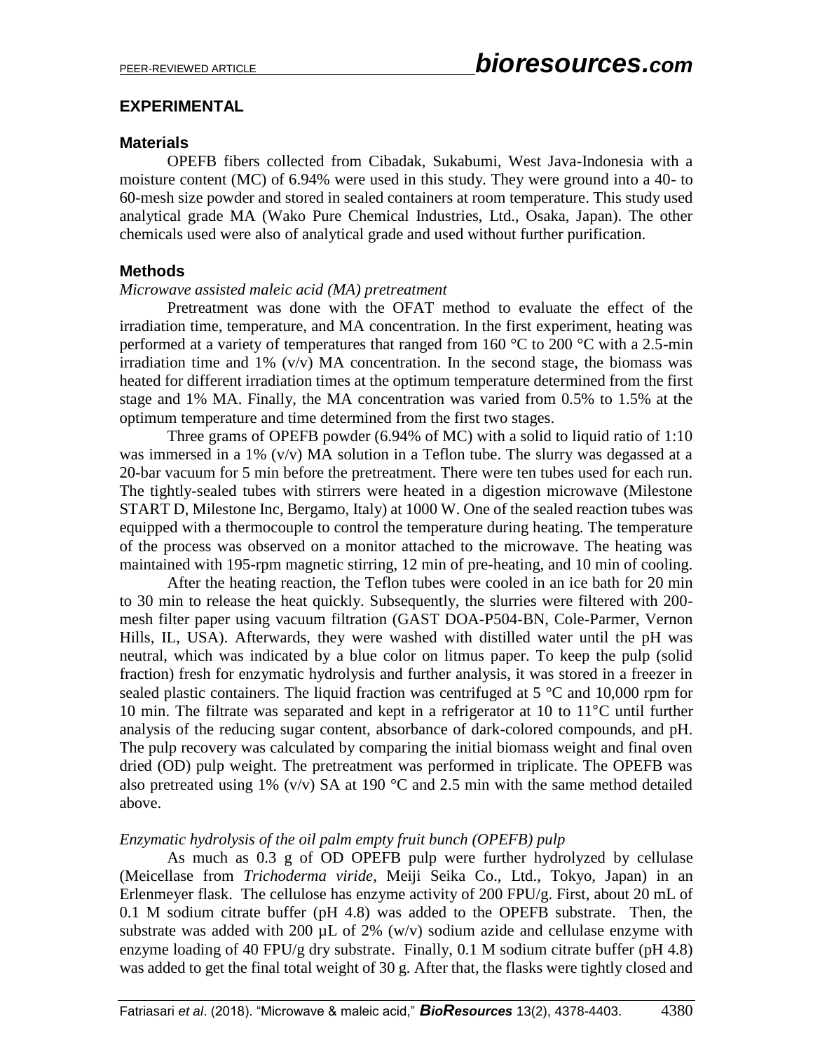## EXPERIMENTAL

### Materials

OPEFB fibers collected from Cibadak, Sukabumi, West Java-Indonesia with a moisture content (MC) of 6.94% were used in this study. They were ground into a 40- to 60-mesh size powder and stored in sealed containers at room temperature. This study used analytical grade MA (Wako Pure Chemical Industries, Ltd., Osaka, Japan). The other chemicals used were also of analytical grade and used without further purification.

### Methods

*Microwave assisted maleic acid (MA) pretreatment*

Pretreatment was done with the OFAT method to evaluate the effect of the irradiation time, temperature, and MA concentration. In the first experiment, heating was performed at a variety of temperatures that ranged from 160 °C to 200 °C with a 2.5-min irradiation time and 1% (v/v) MA concentration. In the second stage, the biomass was heated for different irradiation times at the optimum temperature determined from the first stage and 1% MA. Finally, the MA concentration was varied from 0.5% to 1.5% at the optimum temperature and time determined from the first two stages.

Three grams of OPEFB powder (6.94% of MC) with a solid to liquid ratio of 1:10 was immersed in a 1% (v/v) MA solution in a Teflon tube. The slurry was degassed at a 20-bar vacuum for 5 min before the pretreatment. There were ten tubes used for each run. The tightly-sealed tubes with stirrers were heated in a digestion microwave (Milestone START D, Milestone Inc, Bergamo, Italy) at 1000 W. One of the sealed reaction tubes was equipped with a thermocouple to control the temperature during heating. The temperature of the process was observed on a monitor attached to the microwave. The heating was maintained with 195-rpm magnetic stirring, 12 min of pre-heating, and 10 min of cooling.

After the heating reaction, the Teflon tubes were cooled in an ice bath for 20 min to 30 min to release the heat quickly. Subsequently, the slurries were filtered with 200-mesh filter paper using vacuum filtration (GAST DOA-P504-BN, Cole-Parmer, Vernon Hills, IL, USA). Afterwards, they were washed with distilled water until the pH was neutral, which was indicated by a blue color on litmus paper. To keep the pulp (solid fraction) fresh for enzymatic hydrolysis and further analysis, it was stored in a freezer in sealed plastic containers. The liquid fraction was centrifuged at 5 °C and 10,000 rpm for 10 min. The filtrate was separated and kept in a refrigerator at 10 to 11°C until further analysis of the reducing sugar content, absorbance of dark-colored compounds, and pH. The pulp recovery was calculated by comparing the initial biomass weight and final oven dried (OD) pulp weight. The pretreatment was performed in triplicate. The OPEFB was also pretreated using 1% (v/v) SA at 190 °C and 2.5 min with the same method detailed above.

*Enzymatic hydrolysis of the oil palm empty fruit bunch (OPEFB) pulp*

As much as 0.3 g of OD OPEFB pulp were further hydrolyzed by cellulase (Meicellase from *Trichoderma viride*, Meiji Seika Co., Ltd., Tokyo, Japan) in an Erlenmeyer flask. The cellulose has enzyme activity of 200 FPU/g. First, about 20 mL of 0.1 M sodium citrate buffer (pH 4.8) was added to the OPEFB substrate. Then, the substrate was added with 200 µL of 2% (w/v) sodium azide and cellulase enzyme with enzyme loading of 40 FPU/g dry substrate. Finally, 0.1 M sodium citrate buffer (pH 4.8) was added to get the final total weight of 30 g. After that, the flasks were tightly closed and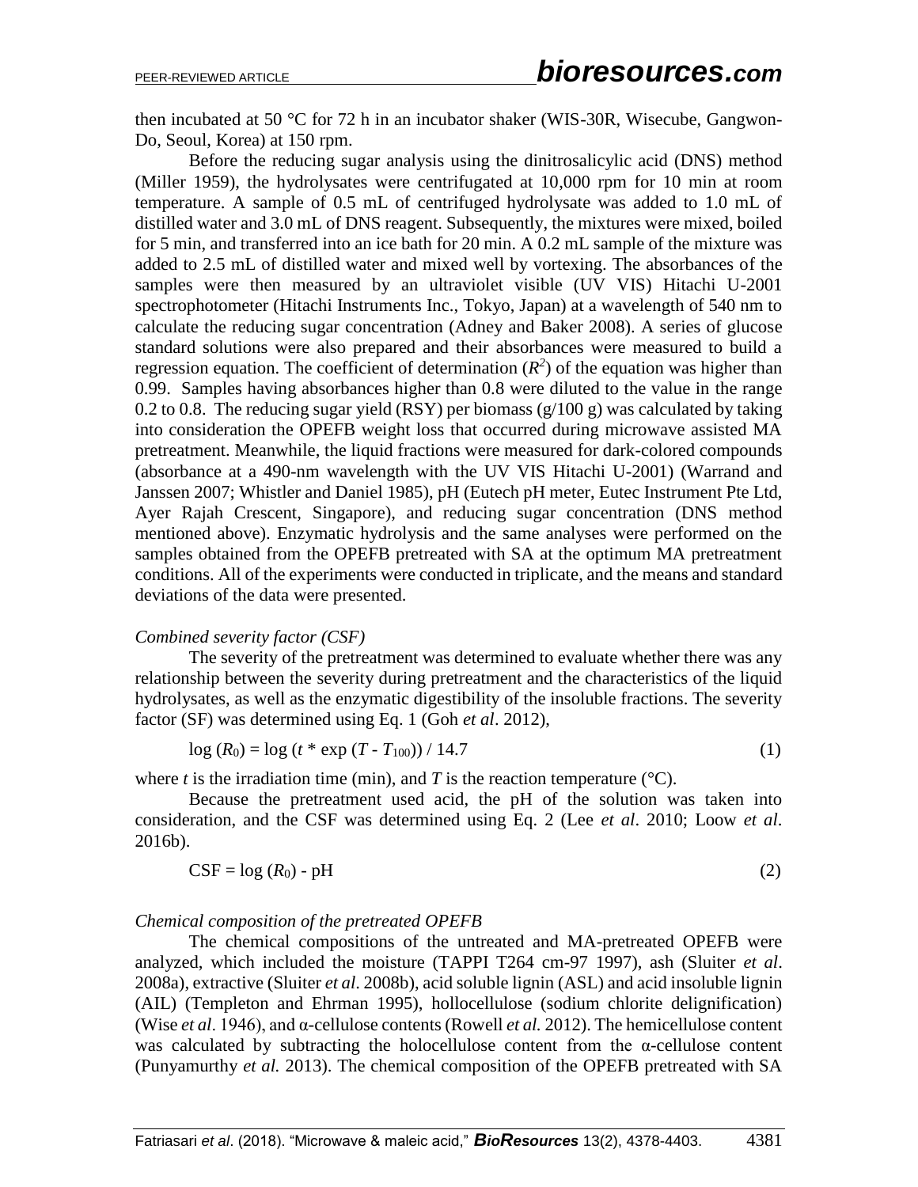then incubated at 50 °C for 72 h in an incubator shaker (WIS-30R, Wisecube, Gangwon-Do, Seoul, Korea) at 150 rpm.

Before the reducing sugar analysis using the dinitrosalicylic acid (DNS) method (Miller 1959), the hydrolysates were centrifugated at 10,000 rpm for 10 min at room temperature. A sample of 0.5 mL of centrifuged hydrolysate was added to 1.0 mL of distilled water and 3.0 mL of DNS reagent. Subsequently, the mixtures were mixed, boiled for 5 min, and transferred into an ice bath for 20 min. A 0.2 mL sample of the mixture was added to 2.5 mL of distilled water and mixed well by vortexing. The absorbances of the samples were then measured by an ultraviolet visible (UV VIS) Hitachi U-2001 spectrophotometer (Hitachi Instruments Inc., Tokyo, Japan) at a wavelength of 540 nm to calculate the reducing sugar concentration (Adney and Baker 2008). A series of glucose standard solutions were also prepared and their absorbances were measured to build a regression equation. The coefficient of determination ($R^2$) of the equation was higher than 0.99. Samples having absorbances higher than 0.8 were diluted to the value in the range 0.2 to 0.8. The reducing sugar yield (RSY) per biomass (g/100 g) was calculated by taking into consideration the OPEFB weight loss that occurred during microwave assisted MA pretreatment. Meanwhile, the liquid fractions were measured for dark-colored compounds (absorbance at a 490-nm wavelength with the UV VIS Hitachi U-2001) (Warrand and Janssen 2007; Whistler and Daniel 1985), pH (Eutech pH meter, Eutec Instrument Pte Ltd, Ayer Rajah Crescent, Singapore), and reducing sugar concentration (DNS method mentioned above). Enzymatic hydrolysis and the same analyses were performed on the samples obtained from the OPEFB pretreated with SA at the optimum MA pretreatment conditions. All of the experiments were conducted in triplicate, and the means and standard deviations of the data were presented.

*Combined severity factor (CSF)*

The severity of the pretreatment was determined to evaluate whether there was any relationship between the severity during pretreatment and the characteristics of the liquid hydrolysates, as well as the enzymatic digestibility of the insoluble fractions. The severity factor (SF) was determined using Eq. 1 (Goh *et al*. 2012),

$$\log (R_0) = \log (t * \exp (T - T_{100})) / 14.7 \tag{1}$$

where $t$ is the irradiation time (min), and $T$ is the reaction temperature (°C).

Because the pretreatment used acid, the pH of the solution was taken into consideration, and the CSF was determined using Eq. 2 (Lee *et al*. 2010; Loow *et al*. 2016b).

$$\text{CSF} = \log (R_0) - \text{pH} \tag{2}$$

*Chemical composition of the pretreated OPEFB*

The chemical compositions of the untreated and MA-pretreated OPEFB were analyzed, which included the moisture (TAPPI T264 cm-97 1997), ash (Sluiter *et al*. 2008a), extractive (Sluiter *et al*. 2008b), acid soluble lignin (ASL) and acid insoluble lignin (AIL) (Templeton and Ehrman 1995), hollocellulose (sodium chlorite delignification) (Wise *et al*. 1946), and α-cellulose contents (Rowell *et al.* 2012). The hemicellulose content was calculated by subtracting the holocellulose content from the α-cellulose content (Punyamurthy *et al.* 2013). The chemical composition of the OPEFB pretreated with SA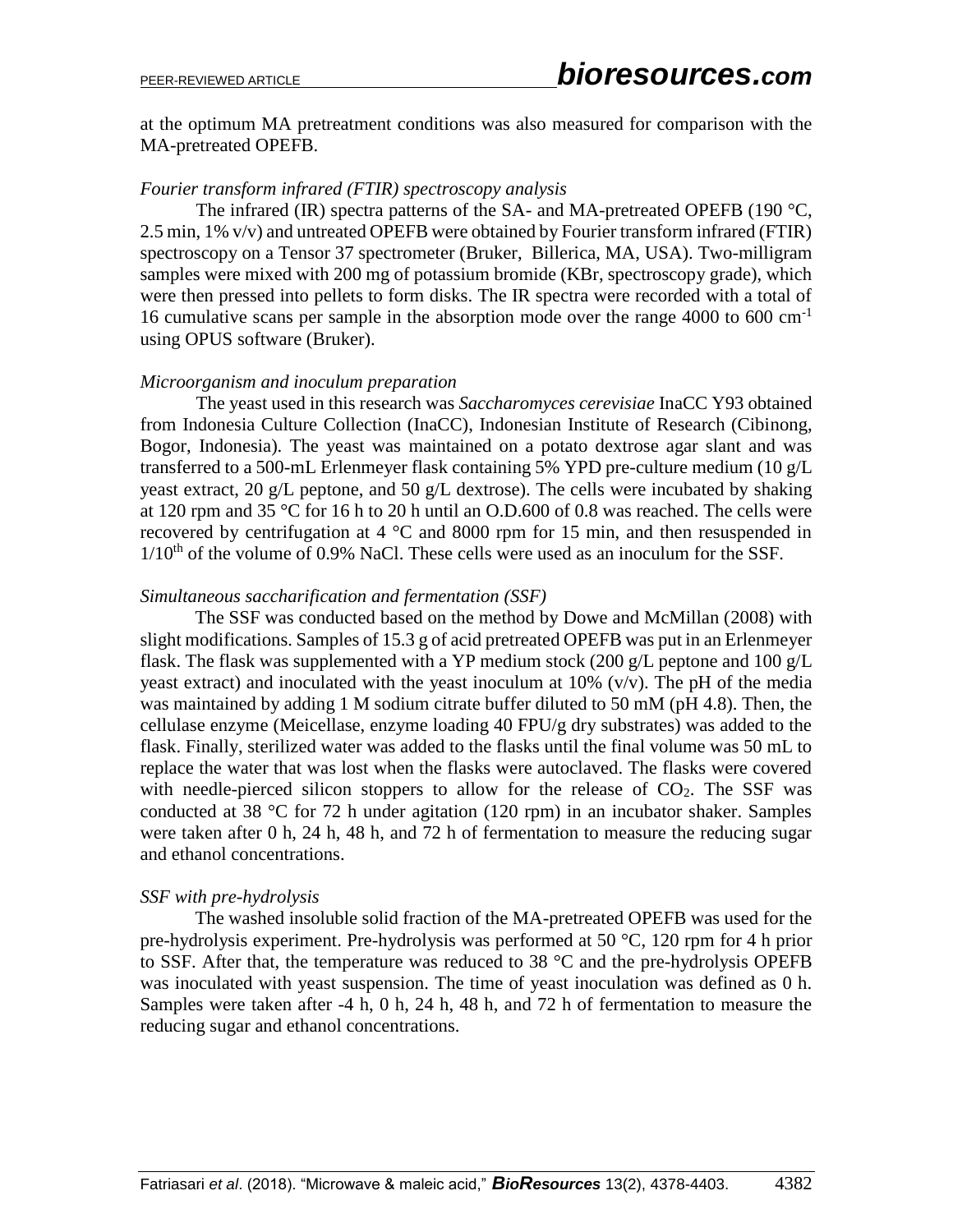at the optimum MA pretreatment conditions was also measured for comparison with the MA-pretreated OPEFB.

*Fourier transform infrared (FTIR) spectroscopy analysis*

The infrared (IR) spectra patterns of the SA- and MA-pretreated OPEFB (190 °C, 2.5 min, 1% v/v) and untreated OPEFB were obtained by Fourier transform infrared (FTIR) spectroscopy on a Tensor 37 spectrometer (Bruker, Billerica, MA, USA). Two-milligram samples were mixed with 200 mg of potassium bromide (KBr, spectroscopy grade), which were then pressed into pellets to form disks. The IR spectra were recorded with a total of 16 cumulative scans per sample in the absorption mode over the range 4000 to 600 $cm^{-1}$ using OPUS software (Bruker).

*Microorganism and inoculum preparation*

The yeast used in this research was *Saccharomyces cerevisiae* InaCC Y93 obtained from Indonesia Culture Collection (InaCC), Indonesian Institute of Research (Cibinong, Bogor, Indonesia). The yeast was maintained on a potato dextrose agar slant and was transferred to a 500-mL Erlenmeyer flask containing 5% YPD pre-culture medium (10 g/L yeast extract, 20 g/L peptone, and 50 g/L dextrose). The cells were incubated by shaking at 120 rpm and 35 °C for 16 h to 20 h until an O.D.600 of 0.8 was reached. The cells were recovered by centrifugation at 4 °C and 8000 rpm for 15 min, and then resuspended in $1/10^{th}$ of the volume of 0.9% NaCl. These cells were used as an inoculum for the SSF.

*Simultaneous saccharification and fermentation (SSF)*

The SSF was conducted based on the method by Dowe and McMillan (2008) with slight modifications. Samples of 15.3 g of acid pretreated OPEFB was put in an Erlenmeyer flask. The flask was supplemented with a YP medium stock (200 g/L peptone and 100 g/L yeast extract) and inoculated with the yeast inoculum at 10% (v/v). The pH of the media was maintained by adding 1 M sodium citrate buffer diluted to 50 mM (pH 4.8). Then, the cellulase enzyme (Meicellase, enzyme loading 40 FPU/g dry substrates) was added to the flask. Finally, sterilized water was added to the flasks until the final volume was 50 mL to replace the water that was lost when the flasks were autoclaved. The flasks were covered with needle-pierced silicon stoppers to allow for the release of $CO_2$. The SSF was conducted at 38 °C for 72 h under agitation (120 rpm) in an incubator shaker. Samples were taken after 0 h, 24 h, 48 h, and 72 h of fermentation to measure the reducing sugar and ethanol concentrations.

*SSF with pre-hydrolysis*

The washed insoluble solid fraction of the MA-pretreated OPEFB was used for the pre-hydrolysis experiment. Pre-hydrolysis was performed at 50 °C, 120 rpm for 4 h prior to SSF. After that, the temperature was reduced to 38 °C and the pre-hydrolysis OPEFB was inoculated with yeast suspension. The time of yeast inoculation was defined as 0 h. Samples were taken after -4 h, 0 h, 24 h, 48 h, and 72 h of fermentation to measure the reducing sugar and ethanol concentrations.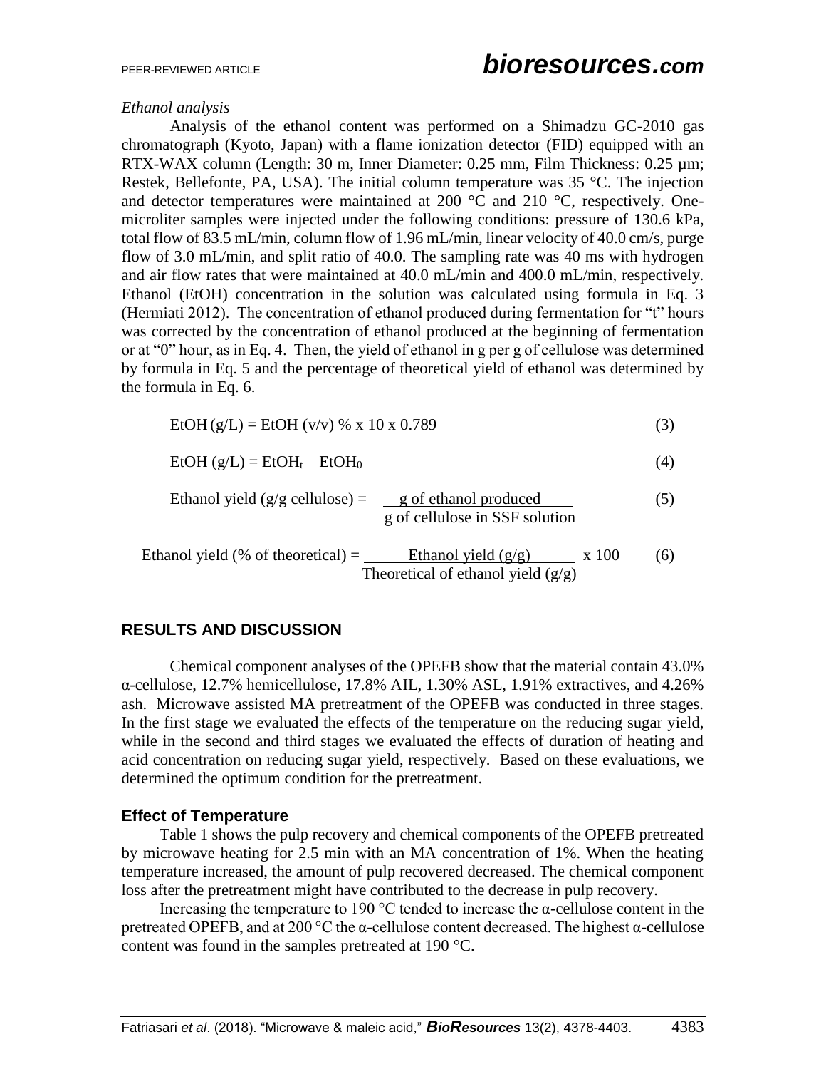*Ethanol analysis*

Analysis of the ethanol content was performed on a Shimadzu GC-2010 gas chromatograph (Kyoto, Japan) with a flame ionization detector (FID) equipped with an RTX-WAX column (Length: 30 m, Inner Diameter: 0.25 mm, Film Thickness: 0.25 µm; Restek, Bellefonte, PA, USA). The initial column temperature was 35 °C. The injection and detector temperatures were maintained at 200 °C and 210 °C, respectively. One-microliter samples were injected under the following conditions: pressure of 130.6 kPa, total flow of 83.5 mL/min, column flow of 1.96 mL/min, linear velocity of 40.0 cm/s, purge flow of 3.0 mL/min, and split ratio of 40.0. The sampling rate was 40 ms with hydrogen and air flow rates that were maintained at 40.0 mL/min and 400.0 mL/min, respectively. Ethanol (EtOH) concentration in the solution was calculated using formula in Eq. 3 (Hermiati 2012). The concentration of ethanol produced during fermentation for "t" hours was corrected by the concentration of ethanol produced at the beginning of fermentation or at "0" hour, as in Eq. 4. Then, the yield of ethanol in g per g of cellulose was determined by formula in Eq. 5 and the percentage of theoretical yield of ethanol was determined by the formula in Eq. 6.

$$\text{EtOH (g/L)} = \text{EtOH (v/v) \%} \times 10 \times 0.789 \tag{3}$$

$$\text{EtOH (g/L)} = \text{EtOH}_t - \text{EtOH}_0 \tag{4}$$

$$\text{Ethanol yield (g/g cellulose)} = \frac{\text{g of ethanol produced}}{\text{g of cellulose in SSF solution}} \tag{5}$$

$$\text{Ethanol yield (\% of theoretical)} = \frac{\text{Ethanol yield (g/g)}}{\text{Theoretical of ethanol yield (g/g)}} \times 100 \tag{6}$$

## RESULTS AND DISCUSSION

Chemical component analyses of the OPEFB show that the material contain 43.0% α-cellulose, 12.7% hemicellulose, 17.8% AIL, 1.30% ASL, 1.91% extractives, and 4.26% ash. Microwave assisted MA pretreatment of the OPEFB was conducted in three stages. In the first stage we evaluated the effects of the temperature on the reducing sugar yield, while in the second and third stages we evaluated the effects of duration of heating and acid concentration on reducing sugar yield, respectively. Based on these evaluations, we determined the optimum condition for the pretreatment.

### Effect of Temperature

Table 1 shows the pulp recovery and chemical components of the OPEFB pretreated by microwave heating for 2.5 min with an MA concentration of 1%. When the heating temperature increased, the amount of pulp recovered decreased. The chemical component loss after the pretreatment might have contributed to the decrease in pulp recovery.

Increasing the temperature to 190 °C tended to increase the α-cellulose content in the pretreated OPEFB, and at 200 °C the α-cellulose content decreased. The highest α-cellulose content was found in the samples pretreated at 190 °C.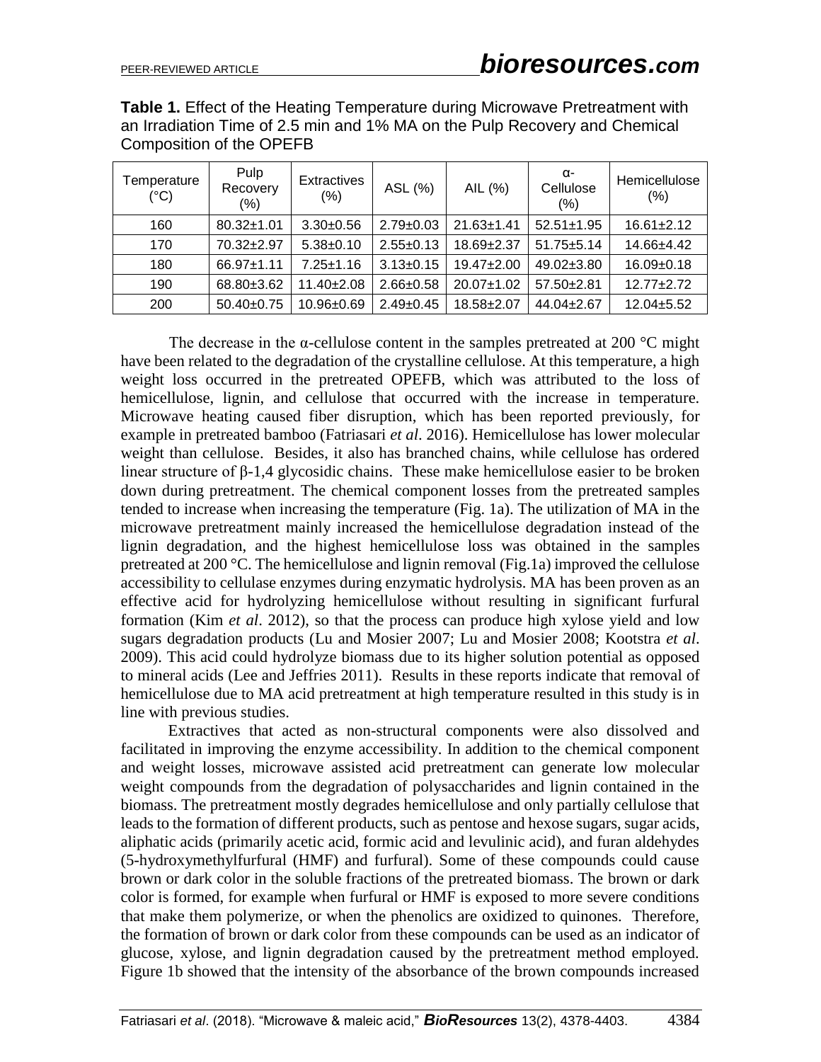**Table 1.** Effect of the Heating Temperature during Microwave Pretreatment with an Irradiation Time of 2.5 min and 1% MA on the Pulp Recovery and Chemical Composition of the OPEFB

| Temperature (°C) | Pulp Recovery (%) | Extractives (%) | ASL (%) | AIL (%) | α-Cellulose (%) | Hemicellulose (%) |
|---|---|---|---|---|---|---|
| 160 | 80.32±1.01 | 3.30±0.56 | 2.79±0.03 | 21.63±1.41 | 52.51±1.95 | 16.61±2.12 |
| 170 | 70.32±2.97 | 5.38±0.10 | 2.55±0.13 | 18.69±2.37 | 51.75±5.14 | 14.66±4.42 |
| 180 | 66.97±1.11 | 7.25±1.16 | 3.13±0.15 | 19.47±2.00 | 49.02±3.80 | 16.09±0.18 |
| 190 | 68.80±3.62 | 11.40±2.08 | 2.66±0.58 | 20.07±1.02 | 57.50±2.81 | 12.77±2.72 |
| 200 | 50.40±0.75 | 10.96±0.69 | 2.49±0.45 | 18.58±2.07 | 44.04±2.67 | 12.04±5.52 |

The decrease in the α-cellulose content in the samples pretreated at 200 °C might have been related to the degradation of the crystalline cellulose. At this temperature, a high weight loss occurred in the pretreated OPEFB, which was attributed to the loss of hemicellulose, lignin, and cellulose that occurred with the increase in temperature. Microwave heating caused fiber disruption, which has been reported previously, for example in pretreated bamboo (Fatriasari *et al*. 2016). Hemicellulose has lower molecular weight than cellulose. Besides, it also has branched chains, while cellulose has ordered linear structure of β-1,4 glycosidic chains. These make hemicellulose easier to be broken down during pretreatment. The chemical component losses from the pretreated samples tended to increase when increasing the temperature (Fig. 1a). The utilization of MA in the microwave pretreatment mainly increased the hemicellulose degradation instead of the lignin degradation, and the highest hemicellulose loss was obtained in the samples pretreated at 200 °C. The hemicellulose and lignin removal (Fig.1a) improved the cellulose accessibility to cellulase enzymes during enzymatic hydrolysis. MA has been proven as an effective acid for hydrolyzing hemicellulose without resulting in significant furfural formation (Kim *et al*. 2012), so that the process can produce high xylose yield and low sugars degradation products (Lu and Mosier 2007; Lu and Mosier 2008; Kootstra *et al*. 2009). This acid could hydrolyze biomass due to its higher solution potential as opposed to mineral acids (Lee and Jeffries 2011). Results in these reports indicate that removal of hemicellulose due to MA acid pretreatment at high temperature resulted in this study is in line with previous studies.

Extractives that acted as non-structural components were also dissolved and facilitated in improving the enzyme accessibility. In addition to the chemical component and weight losses, microwave assisted acid pretreatment can generate low molecular weight compounds from the degradation of polysaccharides and lignin contained in the biomass. The pretreatment mostly degrades hemicellulose and only partially cellulose that leads to the formation of different products, such as pentose and hexose sugars, sugar acids, aliphatic acids (primarily acetic acid, formic acid and levulinic acid), and furan aldehydes (5-hydroxymethylfurfural (HMF) and furfural). Some of these compounds could cause brown or dark color in the soluble fractions of the pretreated biomass. The brown or dark color is formed, for example when furfural or HMF is exposed to more severe conditions that make them polymerize, or when the phenolics are oxidized to quinones. Therefore, the formation of brown or dark color from these compounds can be used as an indicator of glucose, xylose, and lignin degradation caused by the pretreatment method employed. Figure 1b showed that the intensity of the absorbance of the brown compounds increased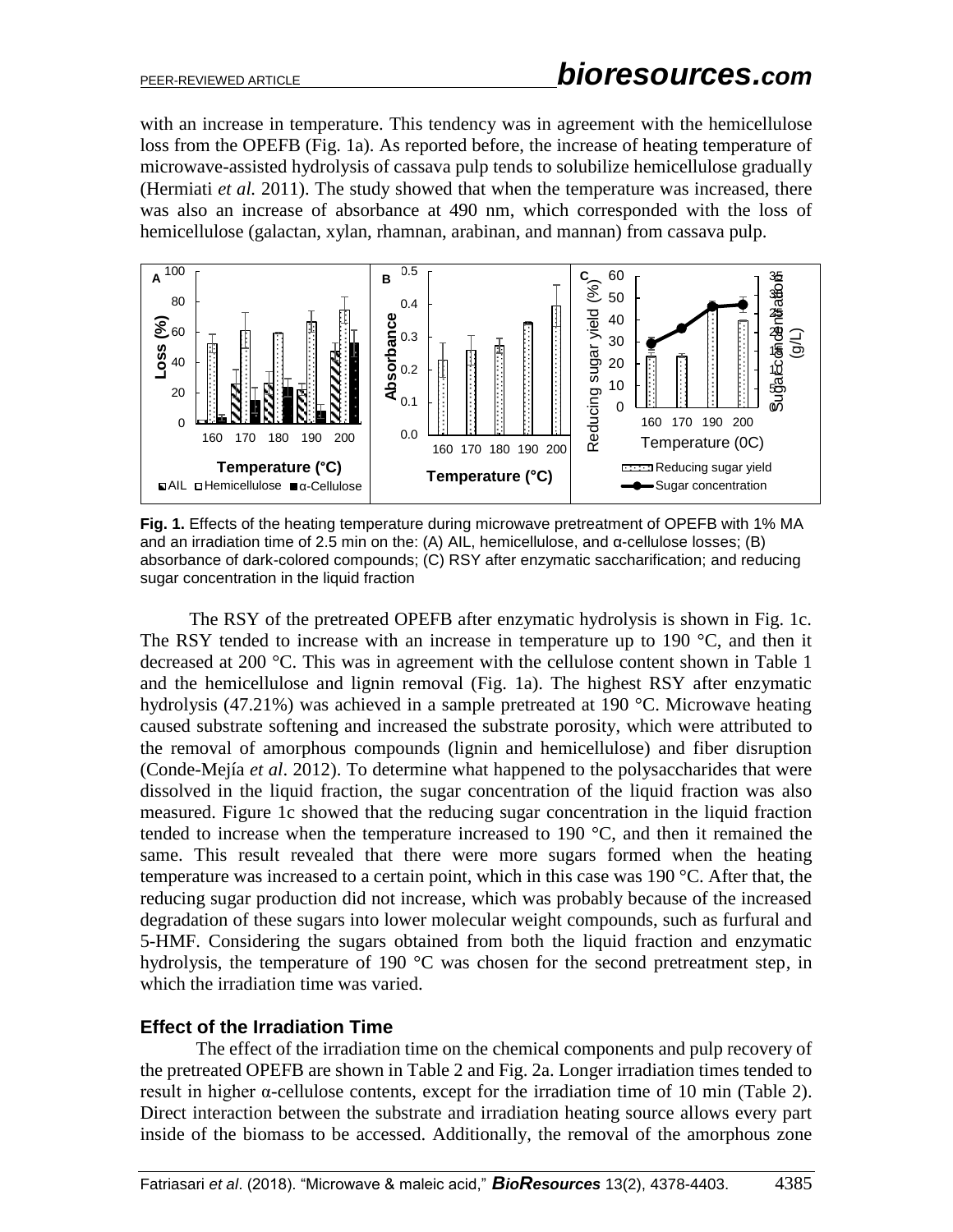with an increase in temperature. This tendency was in agreement with the hemicellulose loss from the OPEFB (Fig. 1a). As reported before, the increase of heating temperature of microwave-assisted hydrolysis of cassava pulp tends to solubilize hemicellulose gradually (Hermiati *et al.* 2011). The study showed that when the temperature was increased, there was also an increase of absorbance at 490 nm, which corresponded with the loss of hemicellulose (galactan, xylan, rhamnan, arabinan, and mannan) from cassava pulp.

**Fig. 1.** Effects of the heating temperature during microwave pretreatment of OPEFB with 1% MA and an irradiation time of 2.5 min on the: (A) AIL, hemicellulose, and α-cellulose losses; (B) absorbance of dark-colored compounds; (C) RSY after enzymatic saccharification; and reducing sugar concentration in the liquid fraction

The RSY of the pretreated OPEFB after enzymatic hydrolysis is shown in Fig. 1c. The RSY tended to increase with an increase in temperature up to 190 °C, and then it decreased at 200 °C. This was in agreement with the cellulose content shown in Table 1 and the hemicellulose and lignin removal (Fig. 1a). The highest RSY after enzymatic hydrolysis (47.21%) was achieved in a sample pretreated at 190 °C. Microwave heating caused substrate softening and increased the substrate porosity, which were attributed to the removal of amorphous compounds (lignin and hemicellulose) and fiber disruption (Conde-Mejía *et al*. 2012). To determine what happened to the polysaccharides that were dissolved in the liquid fraction, the sugar concentration of the liquid fraction was also measured. Figure 1c showed that the reducing sugar concentration in the liquid fraction tended to increase when the temperature increased to 190 °C, and then it remained the same. This result revealed that there were more sugars formed when the heating temperature was increased to a certain point, which in this case was 190 °C. After that, the reducing sugar production did not increase, which was probably because of the increased degradation of these sugars into lower molecular weight compounds, such as furfural and 5-HMF. Considering the sugars obtained from both the liquid fraction and enzymatic hydrolysis, the temperature of 190 °C was chosen for the second pretreatment step, in which the irradiation time was varied.

### Effect of the Irradiation Time

The effect of the irradiation time on the chemical components and pulp recovery of the pretreated OPEFB are shown in Table 2 and Fig. 2a. Longer irradiation times tended to result in higher α-cellulose contents, except for the irradiation time of 10 min (Table 2). Direct interaction between the substrate and irradiation heating source allows every part inside of the biomass to be accessed. Additionally, the removal of the amorphous zone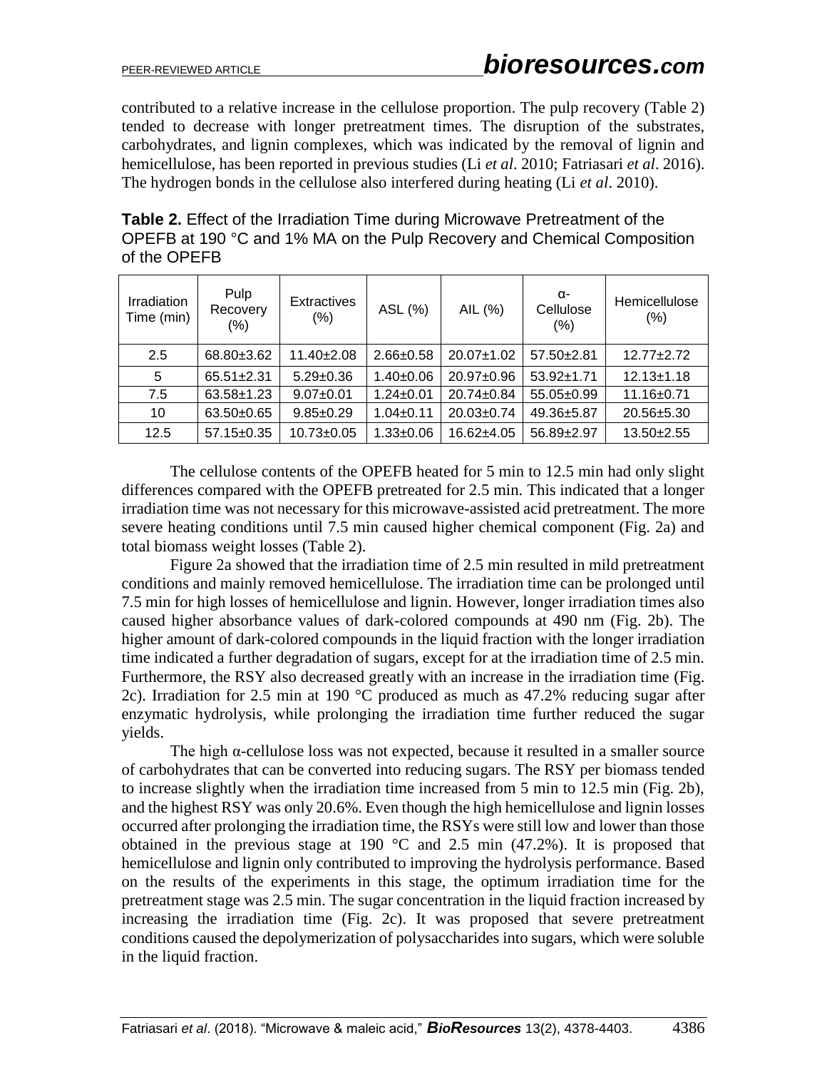contributed to a relative increase in the cellulose proportion. The pulp recovery (Table 2) tended to decrease with longer pretreatment times. The disruption of the substrates, carbohydrates, and lignin complexes, which was indicated by the removal of lignin and hemicellulose, has been reported in previous studies (Li *et al*. 2010; Fatriasari *et al*. 2016). The hydrogen bonds in the cellulose also interfered during heating (Li *et al*. 2010).

**Table 2.** Effect of the Irradiation Time during Microwave Pretreatment of the OPEFB at 190 °C and 1% MA on the Pulp Recovery and Chemical Composition of the OPEFB

| Irradiation Time (min) | Pulp Recovery (%) | Extractives (%) | ASL (%) | AIL (%) | α-Cellulose (%) | Hemicellulose (%) |
|---|---|---|---|---|---|---|
| 2.5 | 68.80±3.62 | 11.40±2.08 | 2.66±0.58 | 20.07±1.02 | 57.50±2.81 | 12.77±2.72 |
| 5 | 65.51±2.31 | 5.29±0.36 | 1.40±0.06 | 20.97±0.96 | 53.92±1.71 | 12.13±1.18 |
| 7.5 | 63.58±1.23 | 9.07±0.01 | 1.24±0.01 | 20.74±0.84 | 55.05±0.99 | 11.16±0.71 |
| 10 | 63.50±0.65 | 9.85±0.29 | 1.04±0.11 | 20.03±0.74 | 49.36±5.87 | 20.56±5.30 |
| 12.5 | 57.15±0.35 | 10.73±0.05 | 1.33±0.06 | 16.62±4.05 | 56.89±2.97 | 13.50±2.55 |

The cellulose contents of the OPEFB heated for 5 min to 12.5 min had only slight differences compared with the OPEFB pretreated for 2.5 min. This indicated that a longer irradiation time was not necessary for this microwave-assisted acid pretreatment. The more severe heating conditions until 7.5 min caused higher chemical component (Fig. 2a) and total biomass weight losses (Table 2).

Figure 2a showed that the irradiation time of 2.5 min resulted in mild pretreatment conditions and mainly removed hemicellulose. The irradiation time can be prolonged until 7.5 min for high losses of hemicellulose and lignin. However, longer irradiation times also caused higher absorbance values of dark-colored compounds at 490 nm (Fig. 2b). The higher amount of dark-colored compounds in the liquid fraction with the longer irradiation time indicated a further degradation of sugars, except for at the irradiation time of 2.5 min. Furthermore, the RSY also decreased greatly with an increase in the irradiation time (Fig. 2c). Irradiation for 2.5 min at 190 °C produced as much as 47.2% reducing sugar after enzymatic hydrolysis, while prolonging the irradiation time further reduced the sugar yields.

The high α-cellulose loss was not expected, because it resulted in a smaller source of carbohydrates that can be converted into reducing sugars. The RSY per biomass tended to increase slightly when the irradiation time increased from 5 min to 12.5 min (Fig. 2b), and the highest RSY was only 20.6%. Even though the high hemicellulose and lignin losses occurred after prolonging the irradiation time, the RSYs were still low and lower than those obtained in the previous stage at 190 °C and 2.5 min (47.2%). It is proposed that hemicellulose and lignin only contributed to improving the hydrolysis performance. Based on the results of the experiments in this stage, the optimum irradiation time for the pretreatment stage was 2.5 min. The sugar concentration in the liquid fraction increased by increasing the irradiation time (Fig. 2c). It was proposed that severe pretreatment conditions caused the depolymerization of polysaccharides into sugars, which were soluble in the liquid fraction.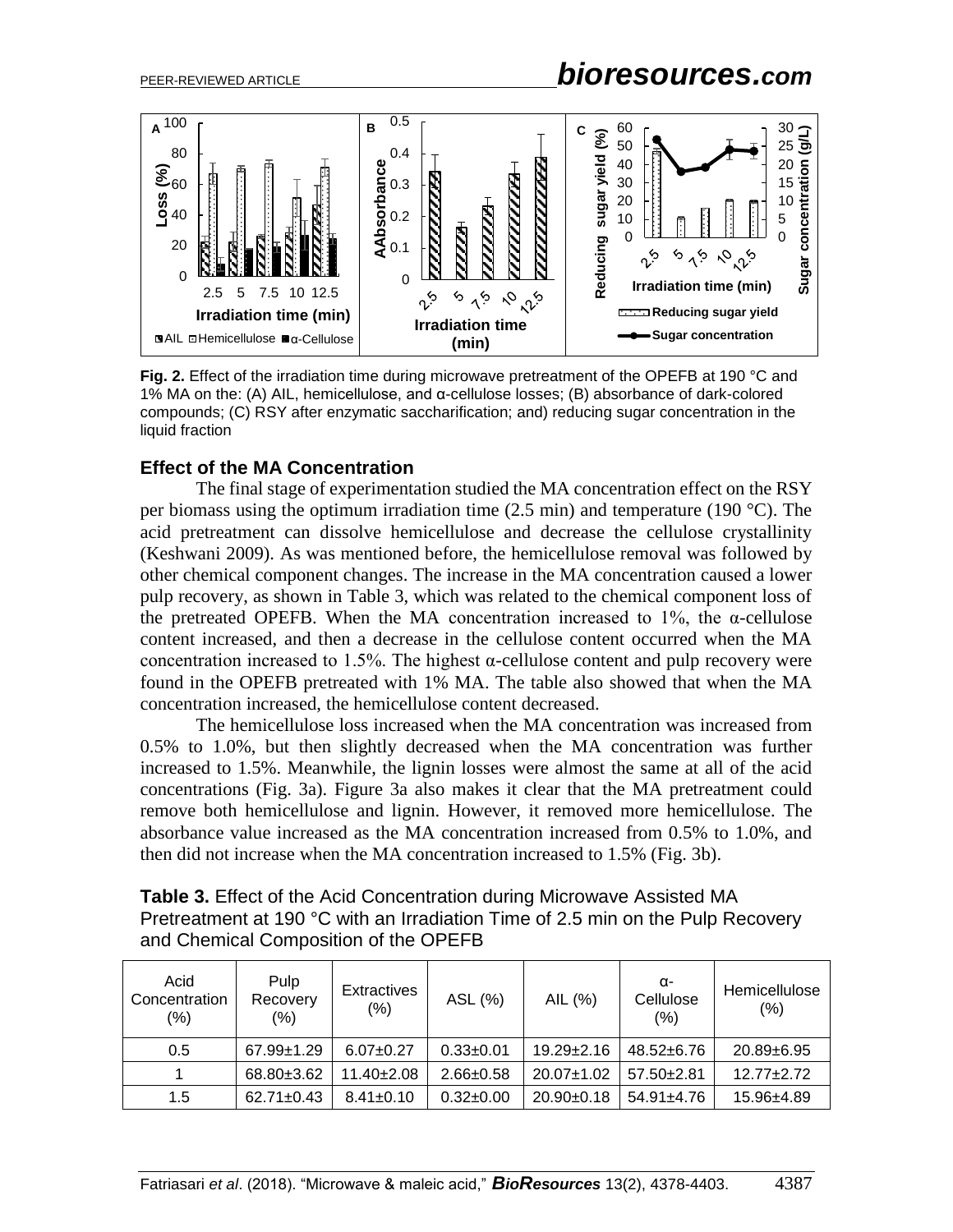**Fig. 2.** Effect of the irradiation time during microwave pretreatment of the OPEFB at 190 °C and 1% MA on the: (A) AIL, hemicellulose, and α-cellulose losses; (B) absorbance of dark-colored compounds; (C) RSY after enzymatic saccharification; and) reducing sugar concentration in the liquid fraction

### Effect of the MA Concentration

The final stage of experimentation studied the MA concentration effect on the RSY per biomass using the optimum irradiation time (2.5 min) and temperature (190 °C). The acid pretreatment can dissolve hemicellulose and decrease the cellulose crystallinity (Keshwani 2009). As was mentioned before, the hemicellulose removal was followed by other chemical component changes. The increase in the MA concentration caused a lower pulp recovery, as shown in Table 3, which was related to the chemical component loss of the pretreated OPEFB. When the MA concentration increased to 1%, the α-cellulose content increased, and then a decrease in the cellulose content occurred when the MA concentration increased to 1.5%. The highest α-cellulose content and pulp recovery were found in the OPEFB pretreated with 1% MA. The table also showed that when the MA concentration increased, the hemicellulose content decreased.

The hemicellulose loss increased when the MA concentration was increased from 0.5% to 1.0%, but then slightly decreased when the MA concentration was further increased to 1.5%. Meanwhile, the lignin losses were almost the same at all of the acid concentrations (Fig. 3a). Figure 3a also makes it clear that the MA pretreatment could remove both hemicellulose and lignin. However, it removed more hemicellulose. The absorbance value increased as the MA concentration increased from 0.5% to 1.0%, and then did not increase when the MA concentration increased to 1.5% (Fig. 3b).

**Table 3.** Effect of the Acid Concentration during Microwave Assisted MA Pretreatment at 190 °C with an Irradiation Time of 2.5 min on the Pulp Recovery and Chemical Composition of the OPEFB

| Acid Concentration (%) | Pulp Recovery (%) | Extractives (%) | ASL (%) | AIL (%) | α-Cellulose (%) | Hemicellulose (%) |
|---|---|---|---|---|---|---|
| 0.5 | 67.99±1.29 | 6.07±0.27 | 0.33±0.01 | 19.29±2.16 | 48.52±6.76 | 20.89±6.95 |
| 1 | 68.80±3.62 | 11.40±2.08 | 2.66±0.58 | 20.07±1.02 | 57.50±2.81 | 12.77±2.72 |
| 1.5 | 62.71±0.43 | 8.41±0.10 | 0.32±0.00 | 20.90±0.18 | 54.91±4.76 | 15.96±4.89 |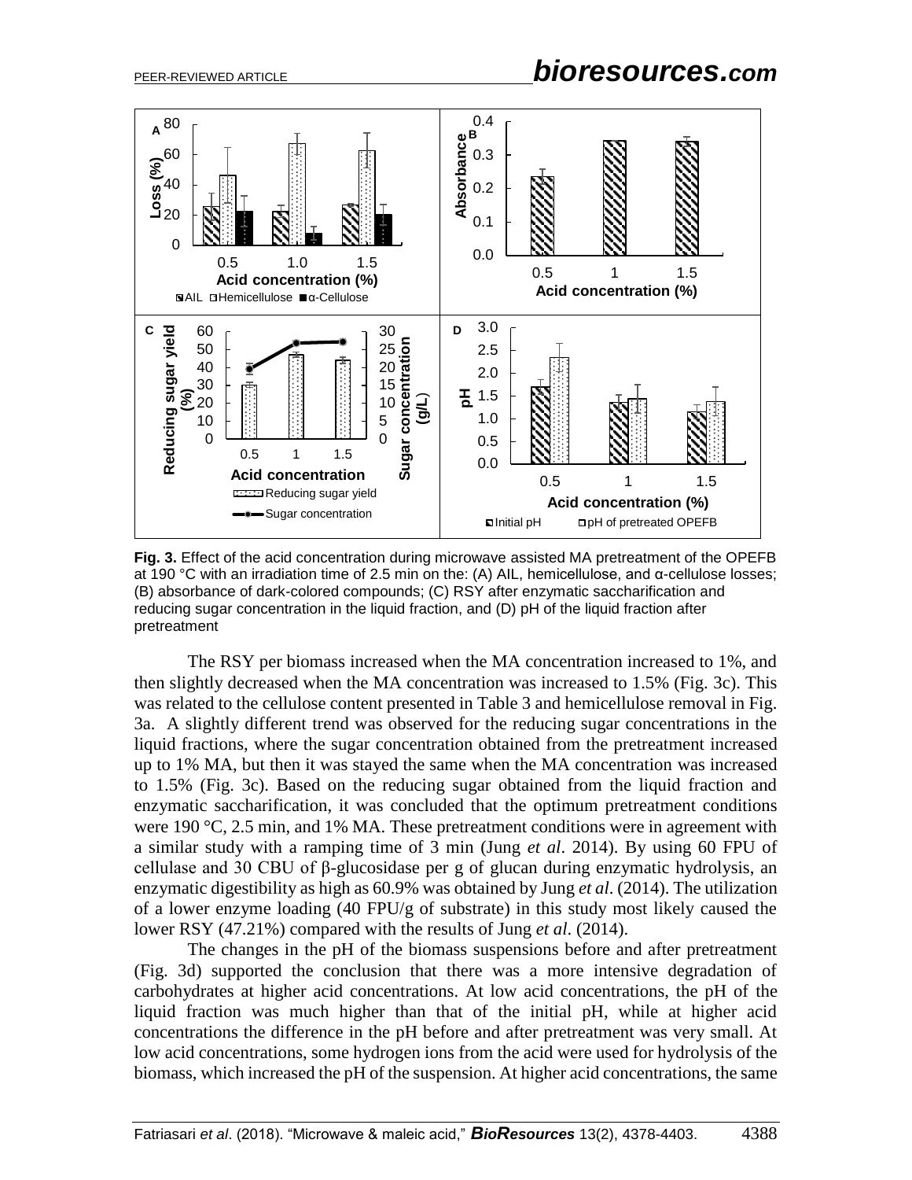**Fig. 3.** Effect of the acid concentration during microwave assisted MA pretreatment of the OPEFB at 190 °C with an irradiation time of 2.5 min on the: (A) AIL, hemicellulose, and α-cellulose losses; (B) absorbance of dark-colored compounds; (C) RSY after enzymatic saccharification and reducing sugar concentration in the liquid fraction, and (D) pH of the liquid fraction after pretreatment

The RSY per biomass increased when the MA concentration increased to 1%, and then slightly decreased when the MA concentration was increased to 1.5% (Fig. 3c). This was related to the cellulose content presented in Table 3 and hemicellulose removal in Fig. 3a. A slightly different trend was observed for the reducing sugar concentrations in the liquid fractions, where the sugar concentration obtained from the pretreatment increased up to 1% MA, but then it was stayed the same when the MA concentration was increased to 1.5% (Fig. 3c). Based on the reducing sugar obtained from the liquid fraction and enzymatic saccharification, it was concluded that the optimum pretreatment conditions were 190 °C, 2.5 min, and 1% MA. These pretreatment conditions were in agreement with a similar study with a ramping time of 3 min (Jung *et al*. 2014). By using 60 FPU of cellulase and 30 CBU of β-glucosidase per g of glucan during enzymatic hydrolysis, an enzymatic digestibility as high as 60.9% was obtained by Jung *et al*. (2014). The utilization of a lower enzyme loading (40 FPU/g of substrate) in this study most likely caused the lower RSY (47.21%) compared with the results of Jung *et al*. (2014).

The changes in the pH of the biomass suspensions before and after pretreatment (Fig. 3d) supported the conclusion that there was a more intensive degradation of carbohydrates at higher acid concentrations. At low acid concentrations, the pH of the liquid fraction was much higher than that of the initial pH, while at higher acid concentrations the difference in the pH before and after pretreatment was very small. At low acid concentrations, some hydrogen ions from the acid were used for hydrolysis of the biomass, which increased the pH of the suspension. At higher acid concentrations, the same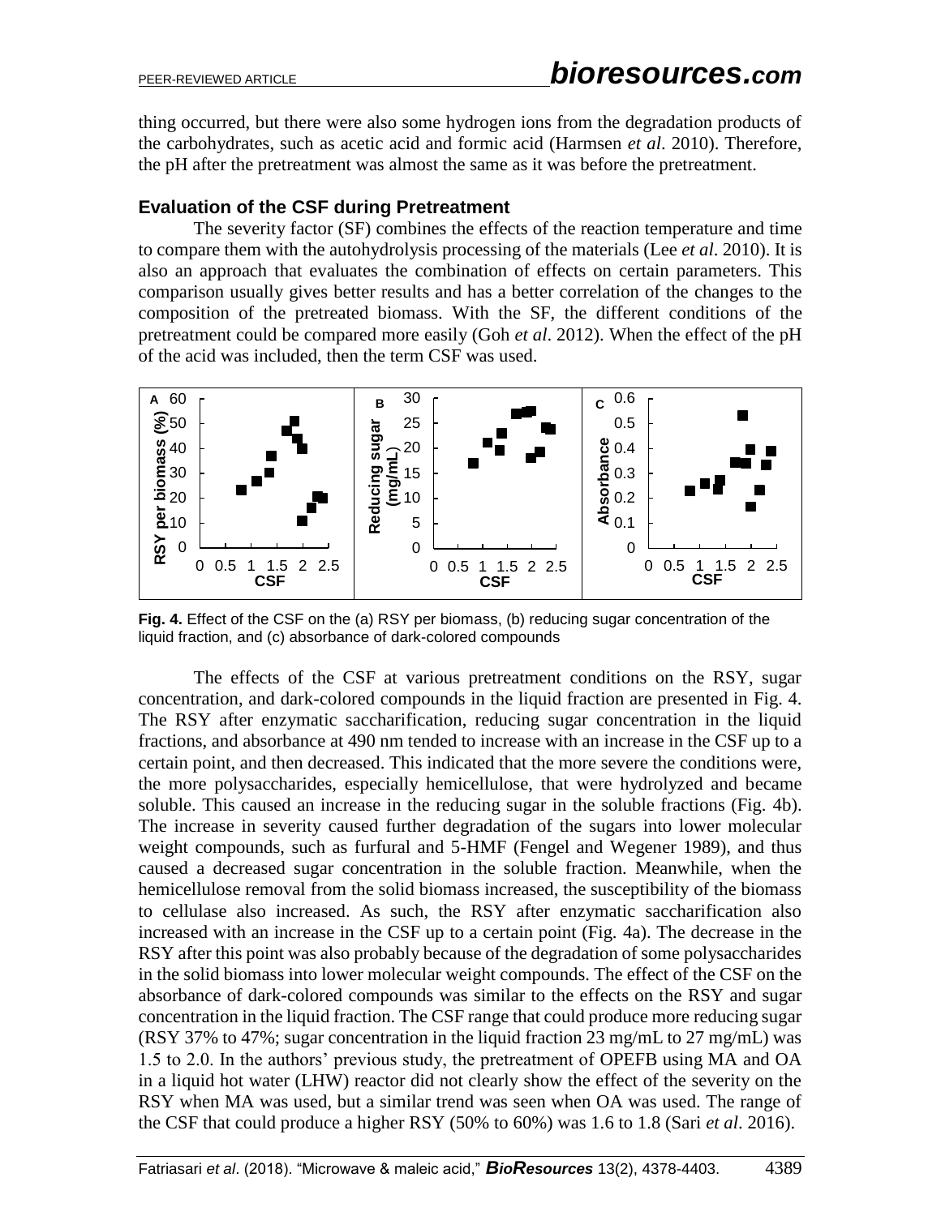thing occurred, but there were also some hydrogen ions from the degradation products of the carbohydrates, such as acetic acid and formic acid (Harmsen *et al*. 2010). Therefore, the pH after the pretreatment was almost the same as it was before the pretreatment.

### Evaluation of the CSF during Pretreatment

The severity factor (SF) combines the effects of the reaction temperature and time to compare them with the autohydrolysis processing of the materials (Lee *et al*. 2010). It is also an approach that evaluates the combination of effects on certain parameters. This comparison usually gives better results and has a better correlation of the changes to the composition of the pretreated biomass. With the SF, the different conditions of the pretreatment could be compared more easily (Goh *et al*. 2012). When the effect of the pH of the acid was included, then the term CSF was used.

**Fig. 4.** Effect of the CSF on the (a) RSY per biomass, (b) reducing sugar concentration of the liquid fraction, and (c) absorbance of dark-colored compounds

The effects of the CSF at various pretreatment conditions on the RSY, sugar concentration, and dark-colored compounds in the liquid fraction are presented in Fig. 4. The RSY after enzymatic saccharification, reducing sugar concentration in the liquid fractions, and absorbance at 490 nm tended to increase with an increase in the CSF up to a certain point, and then decreased. This indicated that the more severe the conditions were, the more polysaccharides, especially hemicellulose, that were hydrolyzed and became soluble. This caused an increase in the reducing sugar in the soluble fractions (Fig. 4b). The increase in severity caused further degradation of the sugars into lower molecular weight compounds, such as furfural and 5-HMF (Fengel and Wegener 1989), and thus caused a decreased sugar concentration in the soluble fraction. Meanwhile, when the hemicellulose removal from the solid biomass increased, the susceptibility of the biomass to cellulase also increased. As such, the RSY after enzymatic saccharification also increased with an increase in the CSF up to a certain point (Fig. 4a). The decrease in the RSY after this point was also probably because of the degradation of some polysaccharides in the solid biomass into lower molecular weight compounds. The effect of the CSF on the absorbance of dark-colored compounds was similar to the effects on the RSY and sugar concentration in the liquid fraction. The CSF range that could produce more reducing sugar (RSY 37% to 47%; sugar concentration in the liquid fraction 23 mg/mL to 27 mg/mL) was 1.5 to 2.0. In the authors' previous study, the pretreatment of OPEFB using MA and OA in a liquid hot water (LHW) reactor did not clearly show the effect of the severity on the RSY when MA was used, but a similar trend was seen when OA was used. The range of the CSF that could produce a higher RSY (50% to 60%) was 1.6 to 1.8 (Sari *et al*. 2016).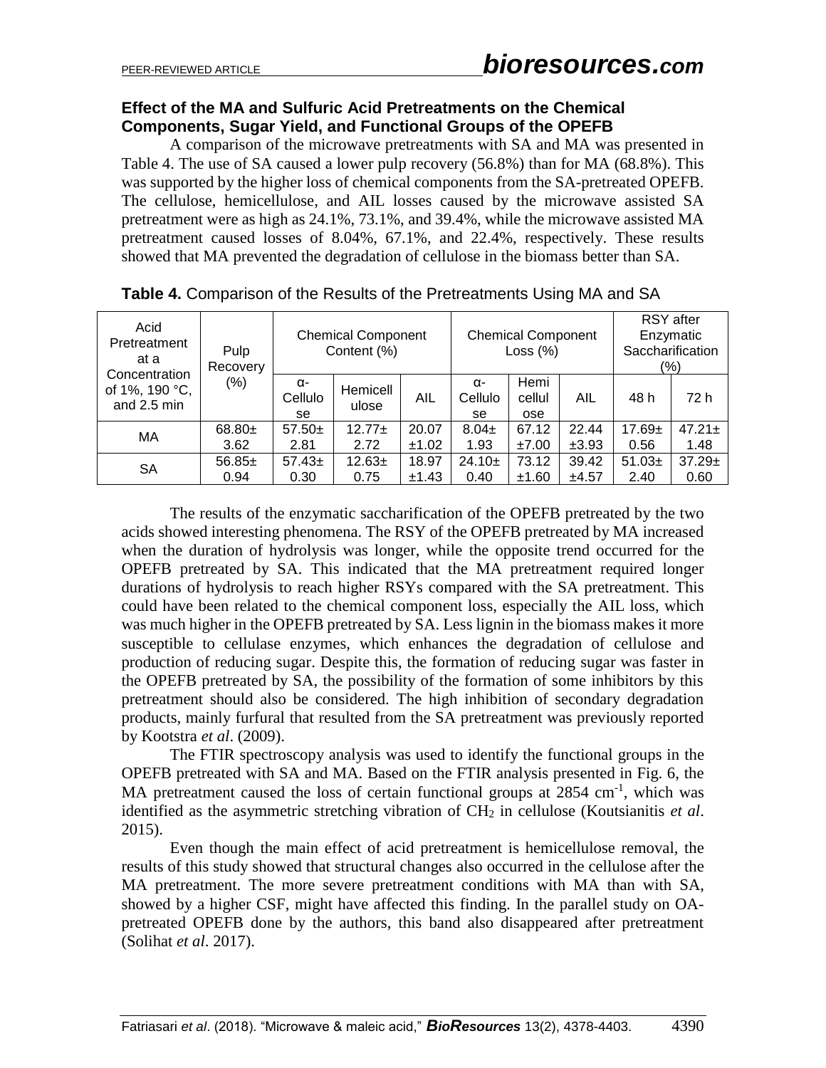### Effect of the MA and Sulfuric Acid Pretreatments on the Chemical Components, Sugar Yield, and Functional Groups of the OPEFB

A comparison of the microwave pretreatments with SA and MA was presented in Table 4. The use of SA caused a lower pulp recovery (56.8%) than for MA (68.8%). This was supported by the higher loss of chemical components from the SA-pretreated OPEFB. The cellulose, hemicellulose, and AIL losses caused by the microwave assisted SA pretreatment were as high as 24.1%, 73.1%, and 39.4%, while the microwave assisted MA pretreatment caused losses of 8.04%, 67.1%, and 22.4%, respectively. These results showed that MA prevented the degradation of cellulose in the biomass better than SA.

**Table 4.** Comparison of the Results of the Pretreatments Using MA and SA

| Acid Pretreatment at a Concentration of 1%, 190 °C, and 2.5 min | Pulp Recovery (%) | Chemical Component Content (%) | | | Chemical Component Loss (%) | | | RSY after Enzymatic Saccharification (%) | |
|---|---|---|---|---|---|---|---|---|---|
| | | α-Cellulose | Hemicellulose | AIL | α-Cellulose | Hemicellulose | AIL | 48 h | 72 h |
| MA | 68.80± 3.62 | 57.50± 2.81 | 12.77± 2.72 | 20.07 ±1.02 | 8.04± 1.93 | 67.12 ±7.00 | 22.44 ±3.93 | 17.69± 0.56 | 47.21± 1.48 |
| SA | 56.85± 0.94 | 57.43± 0.30 | 12.63± 0.75 | 18.97 ±1.43 | 24.10± 0.40 | 73.12 ±1.60 | 39.42 ±4.57 | 51.03± 2.40 | 37.29± 0.60 |

The results of the enzymatic saccharification of the OPEFB pretreated by the two acids showed interesting phenomena. The RSY of the OPEFB pretreated by MA increased when the duration of hydrolysis was longer, while the opposite trend occurred for the OPEFB pretreated by SA. This indicated that the MA pretreatment required longer durations of hydrolysis to reach higher RSYs compared with the SA pretreatment. This could have been related to the chemical component loss, especially the AIL loss, which was much higher in the OPEFB pretreated by SA. Less lignin in the biomass makes it more susceptible to cellulase enzymes, which enhances the degradation of cellulose and production of reducing sugar. Despite this, the formation of reducing sugar was faster in the OPEFB pretreated by SA, the possibility of the formation of some inhibitors by this pretreatment should also be considered. The high inhibition of secondary degradation products, mainly furfural that resulted from the SA pretreatment was previously reported by Kootstra *et al*. (2009).

The FTIR spectroscopy analysis was used to identify the functional groups in the OPEFB pretreated with SA and MA. Based on the FTIR analysis presented in Fig. 6, the MA pretreatment caused the loss of certain functional groups at 2854 $cm^{-1}$, which was identified as the asymmetric stretching vibration of $CH_2$ in cellulose (Koutsianitis *et al*. 2015).

Even though the main effect of acid pretreatment is hemicellulose removal, the results of this study showed that structural changes also occurred in the cellulose after the MA pretreatment. The more severe pretreatment conditions with MA than with SA, showed by a higher CSF, might have affected this finding. In the parallel study on OA-pretreated OPEFB done by the authors, this band also disappeared after pretreatment (Solihat *et al*. 2017).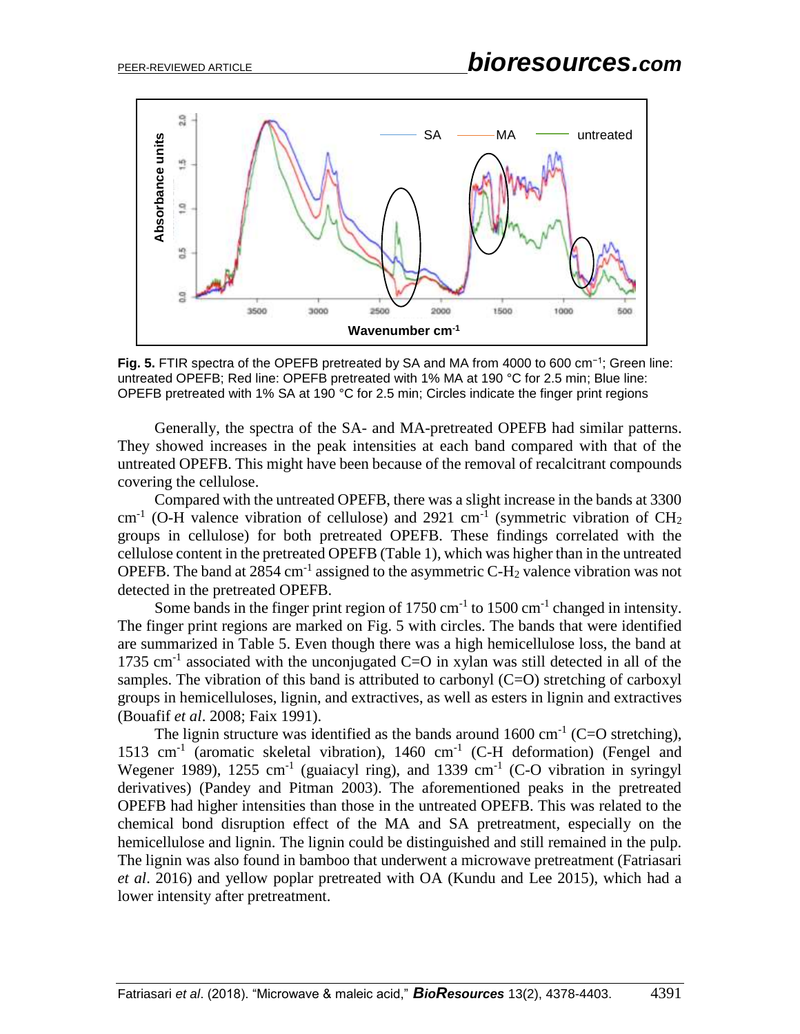**Fig. 5.** FTIR spectra of the OPEFB pretreated by SA and MA from 4000 to 600 cm$^{-1}$; Green line: untreated OPEFB; Red line: OPEFB pretreated with 1% MA at 190 °C for 2.5 min; Blue line: OPEFB pretreated with 1% SA at 190 °C for 2.5 min; Circles indicate the finger print regions

Generally, the spectra of the SA- and MA-pretreated OPEFB had similar patterns. They showed increases in the peak intensities at each band compared with that of the untreated OPEFB. This might have been because of the removal of recalcitrant compounds covering the cellulose.

Compared with the untreated OPEFB, there was a slight increase in the bands at 3300 cm$^{-1}$ (O-H valence vibration of cellulose) and 2921 cm$^{-1}$ (symmetric vibration of $CH_2$ groups in cellulose) for both pretreated OPEFB. These findings correlated with the cellulose content in the pretreated OPEFB (Table 1), which was higher than in the untreated OPEFB. The band at 2854 cm$^{-1}$ assigned to the asymmetric C-$H_2$ valence vibration was not detected in the pretreated OPEFB.

Some bands in the finger print region of 1750 cm$^{-1}$ to 1500 cm$^{-1}$ changed in intensity. The finger print regions are marked on Fig. 5 with circles. The bands that were identified are summarized in Table 5. Even though there was a high hemicellulose loss, the band at 1735 cm$^{-1}$ associated with the unconjugated C=O in xylan was still detected in all of the samples. The vibration of this band is attributed to carbonyl (C=O) stretching of carboxyl groups in hemicelluloses, lignin, and extractives, as well as esters in lignin and extractives (Bouafif *et al*. 2008; Faix 1991).

The lignin structure was identified as the bands around 1600 cm$^{-1}$ (C=O stretching), 1513 cm$^{-1}$ (aromatic skeletal vibration), 1460 cm$^{-1}$ (C-H deformation) (Fengel and Wegener 1989), 1255 cm$^{-1}$ (guaiacyl ring), and 1339 cm$^{-1}$ (C-O vibration in syringyl derivatives) (Pandey and Pitman 2003). The aforementioned peaks in the pretreated OPEFB had higher intensities than those in the untreated OPEFB. This was related to the chemical bond disruption effect of the MA and SA pretreatment, especially on the hemicellulose and lignin. The lignin could be distinguished and still remained in the pulp. The lignin was also found in bamboo that underwent a microwave pretreatment (Fatriasari *et al*. 2016) and yellow poplar pretreated with OA (Kundu and Lee 2015), which had a lower intensity after pretreatment.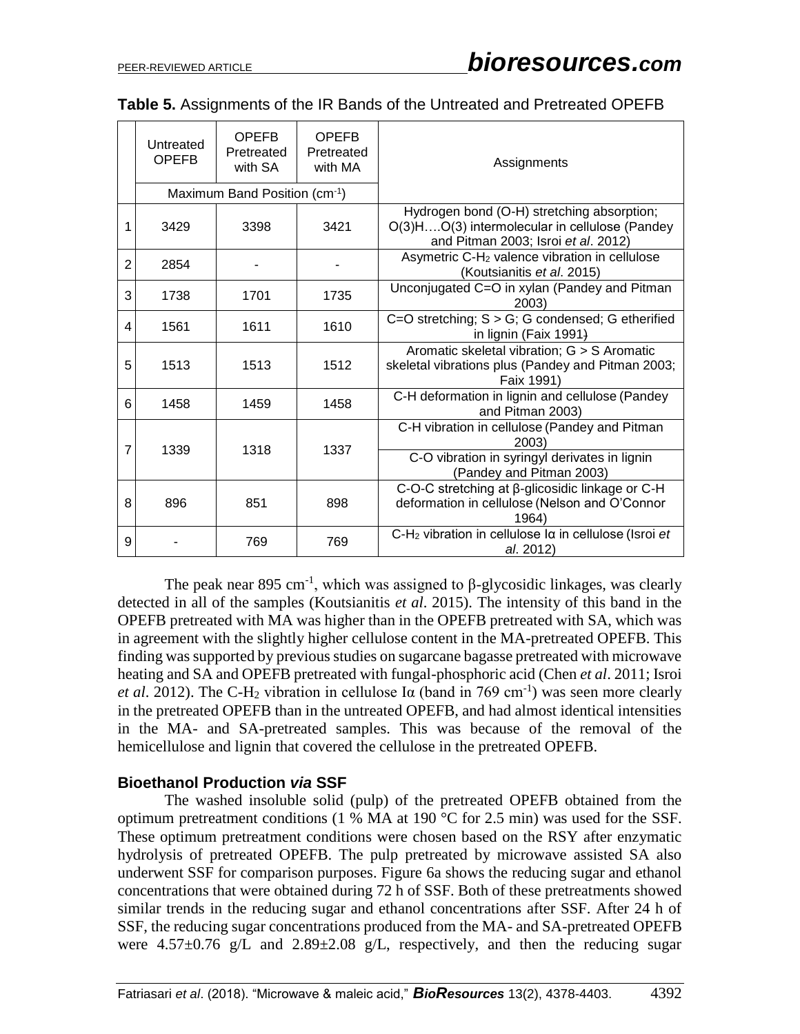**Table 5.** Assignments of the IR Bands of the Untreated and Pretreated OPEFB

| | Untreated OPEFB | OPEFB Pretreated with SA | OPEFB Pretreated with MA | Assignments |
|---|---|---|---|---|
| | Maximum Band Position ($cm^{-1}$) | | | |
| 1 | 3429 | 3398 | 3421 | Hydrogen bond (O-H) stretching absorption; O(3)H….O(3) intermolecular in cellulose (Pandey and Pitman 2003; Isroi *et al*. 2012) |
| 2 | 2854 | - | - | Asymetric C-$H_2$ valence vibration in cellulose (Koutsianitis *et al*. 2015) |
| 3 | 1738 | 1701 | 1735 | Unconjugated C=O in xylan (Pandey and Pitman 2003) |
| 4 | 1561 | 1611 | 1610 | C=O stretching; S > G; G condensed; G etherified in lignin (Faix 1991) |
| 5 | 1513 | 1513 | 1512 | Aromatic skeletal vibration; G > S Aromatic skeletal vibrations plus (Pandey and Pitman 2003; Faix 1991) |
| 6 | 1458 | 1459 | 1458 | C-H deformation in lignin and cellulose (Pandey and Pitman 2003) |
| 7 | 1339 | 1318 | 1337 | C-H vibration in cellulose (Pandey and Pitman 2003); C-O vibration in syringyl derivates in lignin (Pandey and Pitman 2003) |
| 8 | 896 | 851 | 898 | C-O-C stretching at β-glicosidic linkage or C-H deformation in cellulose (Nelson and O'Connor 1964) |
| 9 | - | 769 | 769 | C-$H_2$ vibration in cellulose Iα in cellulose (Isroi *et al*. 2012) |

The peak near 895 $cm^{-1}$, which was assigned to β-glycosidic linkages, was clearly detected in all of the samples (Koutsianitis *et al*. 2015). The intensity of this band in the OPEFB pretreated with MA was higher than in the OPEFB pretreated with SA, which was in agreement with the slightly higher cellulose content in the MA-pretreated OPEFB. This finding was supported by previous studies on sugarcane bagasse pretreated with microwave heating and SA and OPEFB pretreated with fungal-phosphoric acid (Chen *et al*. 2011; Isroi *et al*. 2012). The C-$H_2$ vibration in cellulose Iα (band in 769 $cm^{-1}$) was seen more clearly in the pretreated OPEFB than in the untreated OPEFB, and had almost identical intensities in the MA- and SA-pretreated samples. This was because of the removal of the hemicellulose and lignin that covered the cellulose in the pretreated OPEFB.

### Bioethanol Production *via* SSF

The washed insoluble solid (pulp) of the pretreated OPEFB obtained from the optimum pretreatment conditions (1 % MA at 190 °C for 2.5 min) was used for the SSF. These optimum pretreatment conditions were chosen based on the RSY after enzymatic hydrolysis of pretreated OPEFB. The pulp pretreated by microwave assisted SA also underwent SSF for comparison purposes. Figure 6a shows the reducing sugar and ethanol concentrations that were obtained during 72 h of SSF. Both of these pretreatments showed similar trends in the reducing sugar and ethanol concentrations after SSF. After 24 h of SSF, the reducing sugar concentrations produced from the MA- and SA-pretreated OPEFB were 4.57±0.76 g/L and 2.89±2.08 g/L, respectively, and then the reducing sugar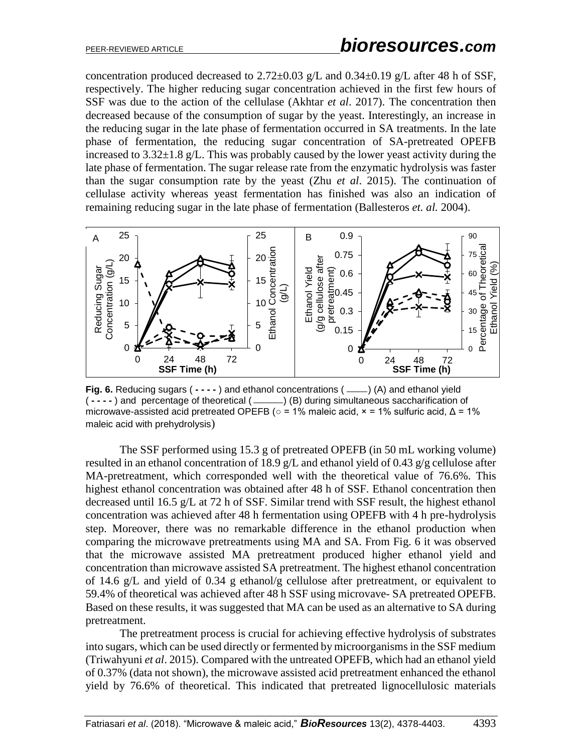concentration produced decreased to 2.72±0.03 g/L and 0.34±0.19 g/L after 48 h of SSF, respectively. The higher reducing sugar concentration achieved in the first few hours of SSF was due to the action of the cellulase (Akhtar *et al*. 2017). The concentration then decreased because of the consumption of sugar by the yeast. Interestingly, an increase in the reducing sugar in the late phase of fermentation occurred in SA treatments. In the late phase of fermentation, the reducing sugar concentration of SA-pretreated OPEFB increased to 3.32±1.8 g/L. This was probably caused by the lower yeast activity during the late phase of fermentation. The sugar release rate from the enzymatic hydrolysis was faster than the sugar consumption rate by the yeast (Zhu *et al*. 2015). The continuation of cellulase activity whereas yeast fermentation has finished was also an indication of remaining reducing sugar in the late phase of fermentation (Ballesteros *et. al.* 2004).

**Fig. 6.** Reducing sugars ( - - - - ) and ethanol concentrations ( ——— ) (A) and ethanol yield ( - - - - ) and percentage of theoretical ( ——— ) (B) during simultaneous saccharification of microwave-assisted acid pretreated OPEFB (○ = 1% maleic acid, × = 1% sulfuric acid, Δ = 1% maleic acid with prehydrolysis)

The SSF performed using 15.3 g of pretreated OPEFB (in 50 mL working volume) resulted in an ethanol concentration of 18.9 g/L and ethanol yield of 0.43 g/g cellulose after MA-pretreatment, which corresponded well with the theoretical value of 76.6%. This highest ethanol concentration was obtained after 48 h of SSF. Ethanol concentration then decreased until 16.5 g/L at 72 h of SSF. Similar trend with SSF result, the highest ethanol concentration was achieved after 48 h fermentation using OPEFB with 4 h pre-hydrolysis step. Moreover, there was no remarkable difference in the ethanol production when comparing the microwave pretreatments using MA and SA. From Fig. 6 it was observed that the microwave assisted MA pretreatment produced higher ethanol yield and concentration than microwave assisted SA pretreatment. The highest ethanol concentration of 14.6 g/L and yield of 0.34 g ethanol/g cellulose after pretreatment, or equivalent to 59.4% of theoretical was achieved after 48 h SSF using microvave- SA pretreated OPEFB. Based on these results, it was suggested that MA can be used as an alternative to SA during pretreatment.

The pretreatment process is crucial for achieving effective hydrolysis of substrates into sugars, which can be used directly or fermented by microorganisms in the SSF medium (Triwahyuni *et al*. 2015). Compared with the untreated OPEFB, which had an ethanol yield of 0.37% (data not shown), the microwave assisted acid pretreatment enhanced the ethanol yield by 76.6% of theoretical. This indicated that pretreated lignocellulosic materials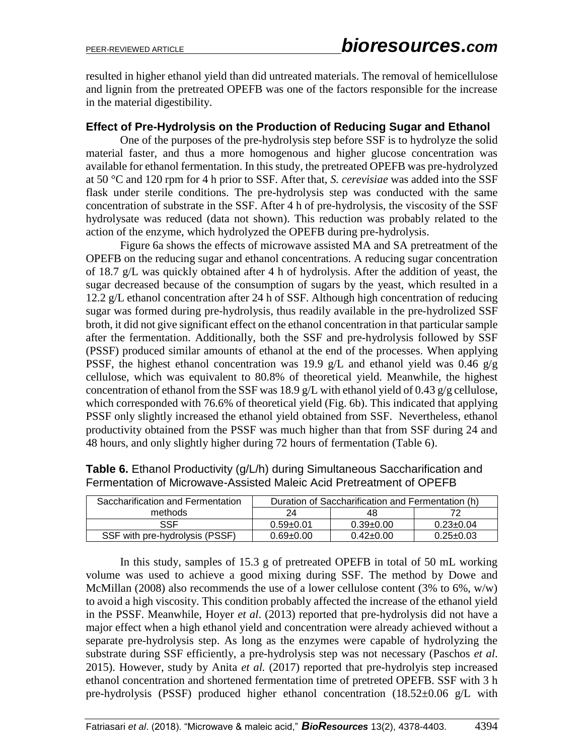resulted in higher ethanol yield than did untreated materials. The removal of hemicellulose and lignin from the pretreated OPEFB was one of the factors responsible for the increase in the material digestibility.

### Effect of Pre-Hydrolysis on the Production of Reducing Sugar and Ethanol

One of the purposes of the pre-hydrolysis step before SSF is to hydrolyze the solid material faster, and thus a more homogenous and higher glucose concentration was available for ethanol fermentation. In this study, the pretreated OPEFB was pre-hydrolyzed at 50 °C and 120 rpm for 4 h prior to SSF. After that, *S. cerevisiae* was added into the SSF flask under sterile conditions. The pre-hydrolysis step was conducted with the same concentration of substrate in the SSF. After 4 h of pre-hydrolysis, the viscosity of the SSF hydrolysate was reduced (data not shown). This reduction was probably related to the action of the enzyme, which hydrolyzed the OPEFB during pre-hydrolysis.

Figure 6a shows the effects of microwave assisted MA and SA pretreatment of the OPEFB on the reducing sugar and ethanol concentrations. A reducing sugar concentration of 18.7 g/L was quickly obtained after 4 h of hydrolysis. After the addition of yeast, the sugar decreased because of the consumption of sugars by the yeast, which resulted in a 12.2 g/L ethanol concentration after 24 h of SSF. Although high concentration of reducing sugar was formed during pre-hydrolysis, thus readily available in the pre-hydrolized SSF broth, it did not give significant effect on the ethanol concentration in that particular sample after the fermentation. Additionally, both the SSF and pre-hydrolysis followed by SSF (PSSF) produced similar amounts of ethanol at the end of the processes. When applying PSSF, the highest ethanol concentration was 19.9 g/L and ethanol yield was 0.46 g/g cellulose, which was equivalent to 80.8% of theoretical yield. Meanwhile, the highest concentration of ethanol from the SSF was 18.9 g/L with ethanol yield of 0.43 g/g cellulose, which corresponded with 76.6% of theoretical yield (Fig. 6b). This indicated that applying PSSF only slightly increased the ethanol yield obtained from SSF. Nevertheless, ethanol productivity obtained from the PSSF was much higher than that from SSF during 24 and 48 hours, and only slightly higher during 72 hours of fermentation (Table 6).

**Table 6.** Ethanol Productivity (g/L/h) during Simultaneous Saccharification and Fermentation of Microwave-Assisted Maleic Acid Pretreatment of OPEFB

| Saccharification and Fermentation methods | Duration of Saccharification and Fermentation (h) | | |
|---|---|---|---|
| | 24 | 48 | 72 |
| SSF | 0.59±0.01 | 0.39±0.00 | 0.23±0.04 |
| SSF with pre-hydrolysis (PSSF) | 0.69±0.00 | 0.42±0.00 | 0.25±0.03 |

In this study, samples of 15.3 g of pretreated OPEFB in total of 50 mL working volume was used to achieve a good mixing during SSF. The method by Dowe and McMillan (2008) also recommends the use of a lower cellulose content (3% to 6%, w/w) to avoid a high viscosity. This condition probably affected the increase of the ethanol yield in the PSSF. Meanwhile, Hoyer *et al*. (2013) reported that pre-hydrolysis did not have a major effect when a high ethanol yield and concentration were already achieved without a separate pre-hydrolysis step. As long as the enzymes were capable of hydrolyzing the substrate during SSF efficiently, a pre-hydrolysis step was not necessary (Paschos *et al*. 2015). However, study by Anita *et al.* (2017) reported that pre-hydrolyis step increased ethanol concentration and shortened fermentation time of pretreted OPEFB. SSF with 3 h pre-hydrolysis (PSSF) produced higher ethanol concentration (18.52±0.06 g/L with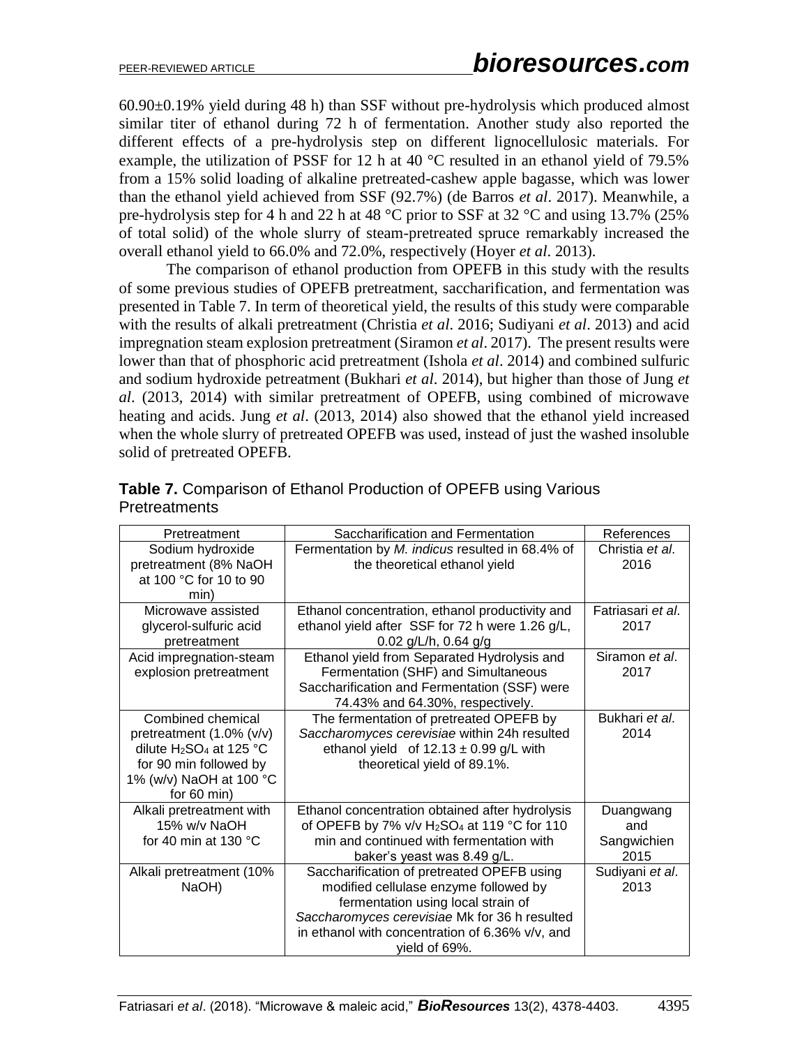60.90±0.19% yield during 48 h) than SSF without pre-hydrolysis which produced almost similar titer of ethanol during 72 h of fermentation. Another study also reported the different effects of a pre-hydrolysis step on different lignocellulosic materials. For example, the utilization of PSSF for 12 h at 40 °C resulted in an ethanol yield of 79.5% from a 15% solid loading of alkaline pretreated-cashew apple bagasse, which was lower than the ethanol yield achieved from SSF (92.7%) (de Barros *et al*. 2017). Meanwhile, a pre-hydrolysis step for 4 h and 22 h at 48 °C prior to SSF at 32 °C and using 13.7% (25% of total solid) of the whole slurry of steam-pretreated spruce remarkably increased the overall ethanol yield to 66.0% and 72.0%, respectively (Hoyer *et al*. 2013).

The comparison of ethanol production from OPEFB in this study with the results of some previous studies of OPEFB pretreatment, saccharification, and fermentation was presented in Table 7. In term of theoretical yield, the results of this study were comparable with the results of alkali pretreatment (Christia *et al*. 2016; Sudiyani *et al*. 2013) and acid impregnation steam explosion pretreatment (Siramon *et al*. 2017). The present results were lower than that of phosphoric acid pretreatment (Ishola *et al*. 2014) and combined sulfuric and sodium hydroxide petreatment (Bukhari *et al*. 2014), but higher than those of Jung *et al*. (2013, 2014) with similar pretreatment of OPEFB, using combined of microwave heating and acids. Jung *et al*. (2013, 2014) also showed that the ethanol yield increased when the whole slurry of pretreated OPEFB was used, instead of just the washed insoluble solid of pretreated OPEFB.

**Table 7.** Comparison of Ethanol Production of OPEFB using Various Pretreatments

| Pretreatment | Saccharification and Fermentation | References |
|---|---|---|
| Sodium hydroxide pretreatment (8% NaOH at 100 °C for 10 to 90 min) | Fermentation by *M. indicus* resulted in 68.4% of the theoretical ethanol yield | Christia *et al*. 2016 |
| Microwave assisted glycerol-sulfuric acid pretreatment | Ethanol concentration, ethanol productivity and ethanol yield after SSF for 72 h were 1.26 g/L, 0.02 g/L/h, 0.64 g/g | Fatriasari *et al*. 2017 |
| Acid impregnation-steam explosion pretreatment | Ethanol yield from Separated Hydrolysis and Fermentation (SHF) and Simultaneous Saccharification and Fermentation (SSF) were 74.43% and 64.30%, respectively. | Siramon *et al*. 2017 |
| Combined chemical pretreatment (1.0% (v/v) dilute $H_2SO_4$ at 125 °C for 90 min followed by 1% (w/v) NaOH at 100 °C for 60 min) | The fermentation of pretreated OPEFB by *Saccharomyces cerevisiae* within 24h resulted ethanol yield of 12.13 ± 0.99 g/L with theoretical yield of 89.1%. | Bukhari *et al*. 2014 |
| Alkali pretreatment with 15% w/v NaOH for 40 min at 130 °C | Ethanol concentration obtained after hydrolysis of OPEFB by 7% v/v $H_2SO_4$ at 119 °C for 110 min and continued with fermentation with baker's yeast was 8.49 g/L. | Duangwang and Sangwichien 2015 |
| Alkali pretreatment (10% NaOH) | Saccharification of pretreated OPEFB using modified cellulase enzyme followed by fermentation using local strain of *Saccharomyces cerevisiae* Mk for 36 h resulted in ethanol with concentration of 6.36% v/v, and yield of 69%. | Sudiyani *et al*. 2013 |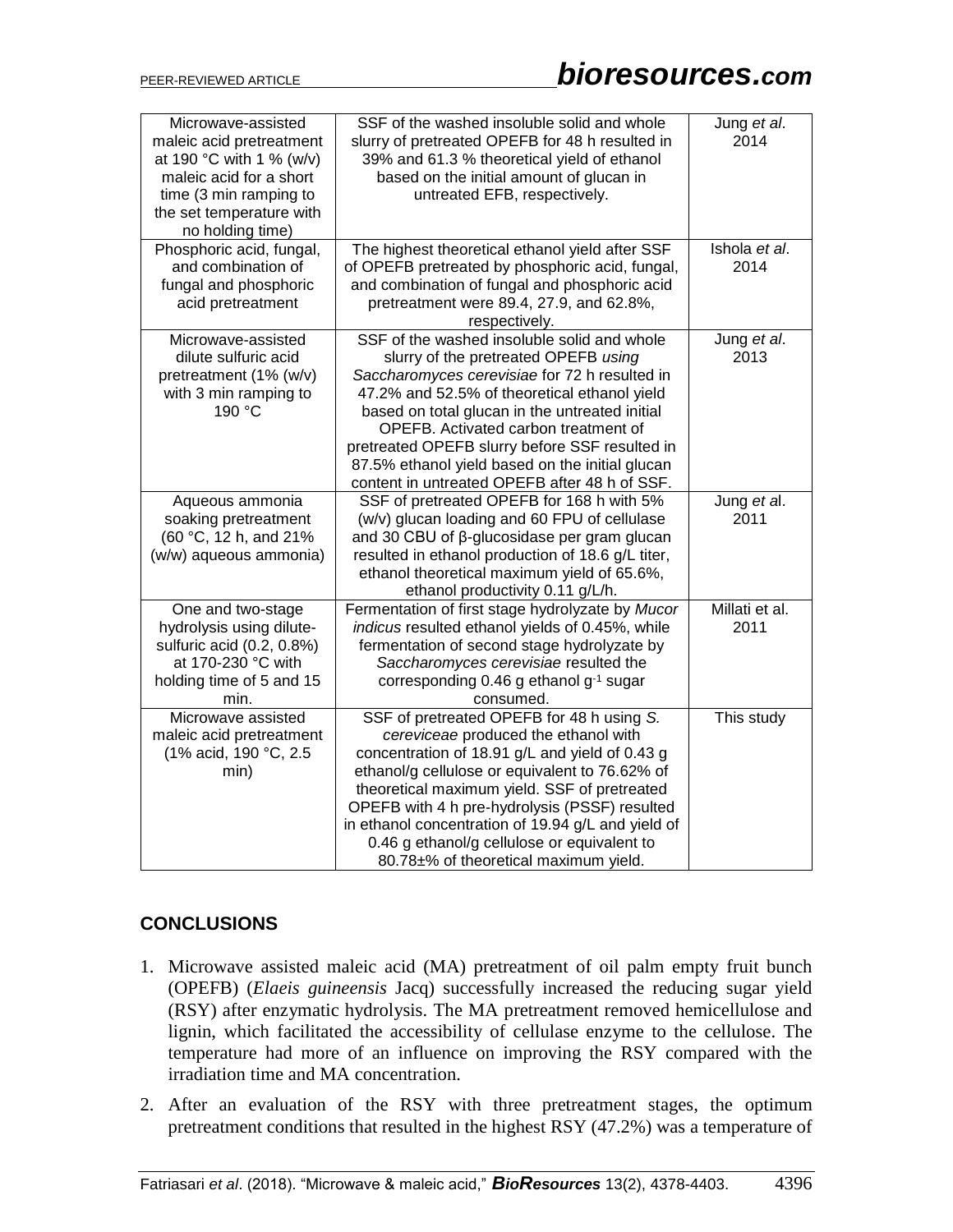| | | |
|---|---|---|
| Microwave-assisted maleic acid pretreatment at 190 °C with 1 % (w/v) maleic acid for a short time (3 min ramping to the set temperature with no holding time) | SSF of the washed insoluble solid and whole slurry of pretreated OPEFB for 48 h resulted in 39% and 61.3 % theoretical yield of ethanol based on the initial amount of glucan in untreated EFB, respectively. | Jung *et al*. 2014 |
| Phosphoric acid, fungal, and combination of fungal and phosphoric acid pretreatment | The highest theoretical ethanol yield after SSF of OPEFB pretreated by phosphoric acid, fungal, and combination of fungal and phosphoric acid pretreatment were 89.4, 27.9, and 62.8%, respectively. | Ishola *et al*. 2014 |
| Microwave-assisted dilute sulfuric acid pretreatment (1% (w/v) with 3 min ramping to 190 °C | SSF of the washed insoluble solid and whole slurry of the pretreated OPEFB *using Saccharomyces cerevisiae* for 72 h resulted in 47.2% and 52.5% of theoretical ethanol yield based on total glucan in the untreated initial OPEFB. Activated carbon treatment of pretreated OPEFB slurry before SSF resulted in 87.5% ethanol yield based on the initial glucan content in untreated OPEFB after 48 h of SSF. | Jung *et al*. 2013 |
| Aqueous ammonia soaking pretreatment (60 °C, 12 h, and 21% (w/w) aqueous ammonia) | SSF of pretreated OPEFB for 168 h with 5% (w/v) glucan loading and 60 FPU of cellulase and 30 CBU of β-glucosidase per gram glucan resulted in ethanol production of 18.6 g/L titer, ethanol theoretical maximum yield of 65.6%, ethanol productivity 0.11 g/L/h. | Jung *et a*l. 2011 |
| One and two-stage hydrolysis using dilute-sulfuric acid (0.2, 0.8%) at 170-230 °C with holding time of 5 and 15 min. | Fermentation of first stage hydrolyzate by *Mucor indicus* resulted ethanol yields of 0.45%, while fermentation of second stage hydrolyzate by *Saccharomyces cerevisiae* resulted the corresponding 0.46 g ethanol $g^{-1}$ sugar consumed. | Millati et al. 2011 |
| Microwave assisted maleic acid pretreatment (1% acid, 190 °C, 2.5 min) | SSF of pretreated OPEFB for 48 h using *S. cereviceae* produced the ethanol with concentration of 18.91 g/L and yield of 0.43 g ethanol/g cellulose or equivalent to 76.62% of theoretical maximum yield. SSF of pretreated OPEFB with 4 h pre-hydrolysis (PSSF) resulted in ethanol concentration of 19.94 g/L and yield of 0.46 g ethanol/g cellulose or equivalent to 80.78±% of theoretical maximum yield. | This study |

## CONCLUSIONS

1. Microwave assisted maleic acid (MA) pretreatment of oil palm empty fruit bunch (OPEFB) (*Elaeis guineensis* Jacq) successfully increased the reducing sugar yield (RSY) after enzymatic hydrolysis. The MA pretreatment removed hemicellulose and lignin, which facilitated the accessibility of cellulase enzyme to the cellulose. The temperature had more of an influence on improving the RSY compared with the irradiation time and MA concentration.
2. After an evaluation of the RSY with three pretreatment stages, the optimum pretreatment conditions that resulted in the highest RSY (47.2%) was a temperature of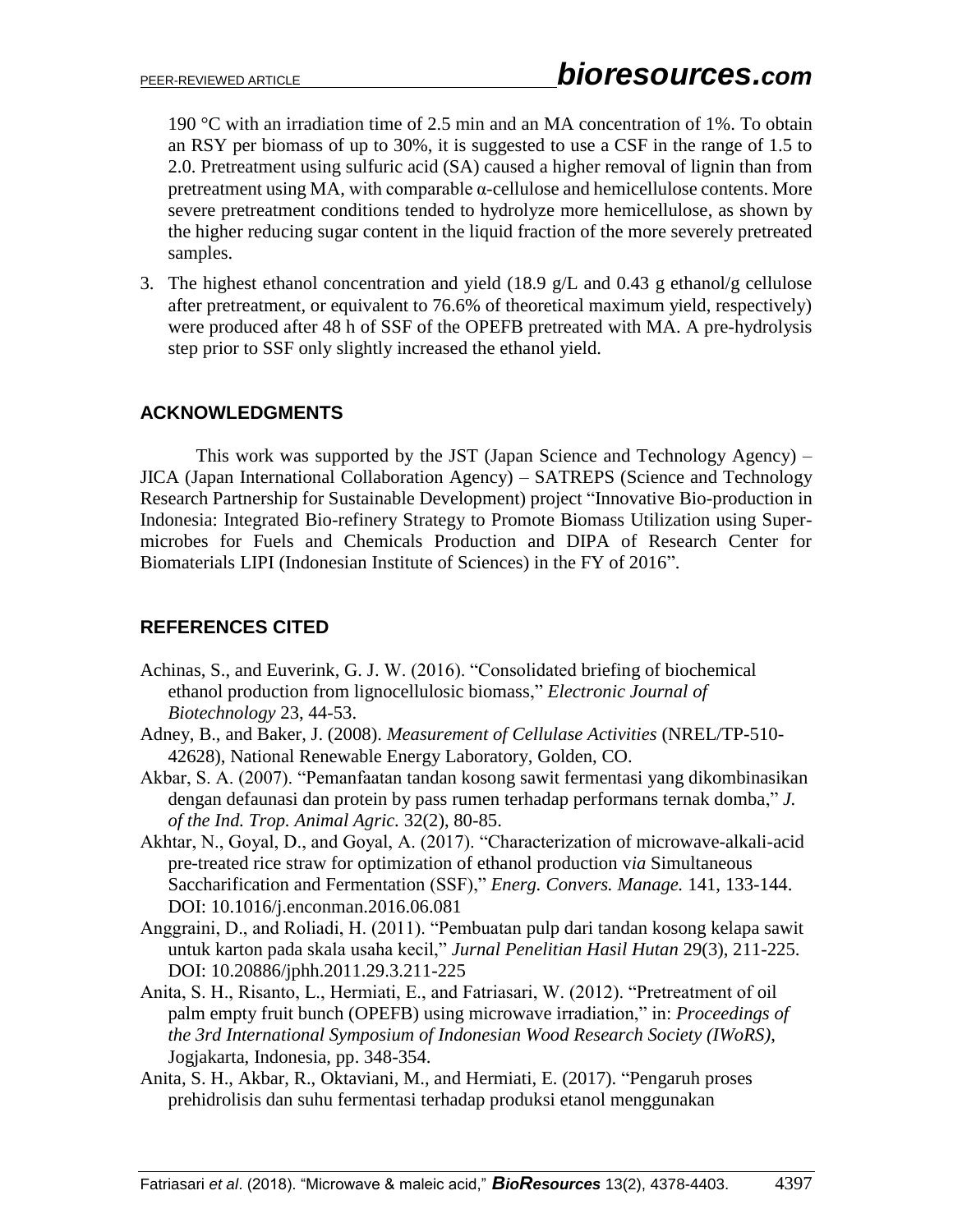190 °C with an irradiation time of 2.5 min and an MA concentration of 1%. To obtain an RSY per biomass of up to 30%, it is suggested to use a CSF in the range of 1.5 to 2.0. Pretreatment using sulfuric acid (SA) caused a higher removal of lignin than from pretreatment using MA, with comparable α-cellulose and hemicellulose contents. More severe pretreatment conditions tended to hydrolyze more hemicellulose, as shown by the higher reducing sugar content in the liquid fraction of the more severely pretreated samples.

3. The highest ethanol concentration and yield (18.9 g/L and 0.43 g ethanol/g cellulose after pretreatment, or equivalent to 76.6% of theoretical maximum yield, respectively) were produced after 48 h of SSF of the OPEFB pretreated with MA. A pre-hydrolysis step prior to SSF only slightly increased the ethanol yield.

## ACKNOWLEDGMENTS

This work was supported by the JST (Japan Science and Technology Agency) – JICA (Japan International Collaboration Agency) – SATREPS (Science and Technology Research Partnership for Sustainable Development) project "Innovative Bio-production in Indonesia: Integrated Bio-refinery Strategy to Promote Biomass Utilization using Super-microbes for Fuels and Chemicals Production and DIPA of Research Center for Biomaterials LIPI (Indonesian Institute of Sciences) in the FY of 2016".

## REFERENCES CITED

Achinas, S., and Euverink, G. J. W. (2016). "Consolidated briefing of biochemical ethanol production from lignocellulosic biomass," *Electronic Journal of Biotechnology* 23, 44-53.

Adney, B., and Baker, J. (2008). *Measurement of Cellulase Activities* (NREL/TP-510-42628), National Renewable Energy Laboratory, Golden, CO.

Akbar, S. A. (2007). "Pemanfaatan tandan kosong sawit fermentasi yang dikombinasikan dengan defaunasi dan protein by pass rumen terhadap performans ternak domba," *J. of the Ind. Trop. Animal Agric.* 32(2), 80-85.

Akhtar, N., Goyal, D., and Goyal, A. (2017). "Characterization of microwave-alkali-acid pre-treated rice straw for optimization of ethanol production v*ia* Simultaneous Saccharification and Fermentation (SSF)," *Energ. Convers. Manage.* 141, 133-144. DOI: 10.1016/j.enconman.2016.06.081

Anggraini, D., and Roliadi, H. (2011). "Pembuatan pulp dari tandan kosong kelapa sawit untuk karton pada skala usaha kecil," *Jurnal Penelitian Hasil Hutan* 29(3), 211-225. DOI: 10.20886/jphh.2011.29.3.211-225

Anita, S. H., Risanto, L., Hermiati, E., and Fatriasari, W. (2012). "Pretreatment of oil palm empty fruit bunch (OPEFB) using microwave irradiation," in: *Proceedings of the 3rd International Symposium of Indonesian Wood Research Society (IWoRS)*, Jogjakarta, Indonesia, pp. 348-354.

Anita, S. H., Akbar, R., Oktaviani, M., and Hermiati, E. (2017). "Pengaruh proses prehidrolisis dan suhu fermentasi terhadap produksi etanol menggunakan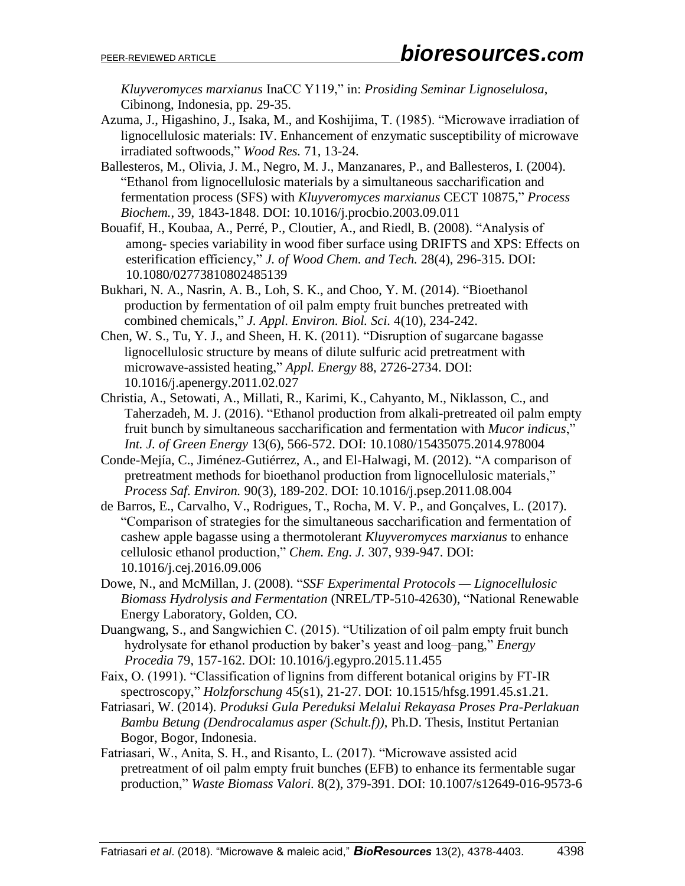*Kluyveromyces marxianus* InaCC Y119," in: *Prosiding Seminar Lignoselulosa*, Cibinong, Indonesia, pp. 29-35.

Azuma, J., Higashino, J., Isaka, M., and Koshijima, T. (1985). "Microwave irradiation of lignocellulosic materials: IV. Enhancement of enzymatic susceptibility of microwave irradiated softwoods," *Wood Res.* 71, 13-24.

Ballesteros, M., Olivia, J. M., Negro, M. J., Manzanares, P., and Ballesteros, I. (2004). "Ethanol from lignocellulosic materials by a simultaneous saccharification and fermentation process (SFS) with *Kluyveromyces marxianus* CECT 10875," *Process Biochem.*, 39, 1843-1848. DOI: 10.1016/j.procbio.2003.09.011

Bouafif, H., Koubaa, A., Perré, P., Cloutier, A., and Riedl, B. (2008). "Analysis of among- species variability in wood fiber surface using DRIFTS and XPS: Effects on esterification efficiency," *J. of Wood Chem. and Tech.* 28(4), 296-315. DOI: 10.1080/02773810802485139

Bukhari, N. A., Nasrin, A. B., Loh, S. K., and Choo, Y. M. (2014). "Bioethanol production by fermentation of oil palm empty fruit bunches pretreated with combined chemicals," *J. Appl. Environ. Biol. Sci.* 4(10), 234-242.

Chen, W. S., Tu, Y. J., and Sheen, H. K. (2011). "Disruption of sugarcane bagasse lignocellulosic structure by means of dilute sulfuric acid pretreatment with microwave-assisted heating," *Appl. Energy* 88, 2726-2734. DOI: 10.1016/j.apenergy.2011.02.027

Christia, A., Setowati, A., Millati, R., Karimi, K., Cahyanto, M., Niklasson, C., and Taherzadeh, M. J. (2016). "Ethanol production from alkali-pretreated oil palm empty fruit bunch by simultaneous saccharification and fermentation with *Mucor indicus*," *Int. J. of Green Energy* 13(6), 566-572. DOI: 10.1080/15435075.2014.978004

Conde-Mejía, C., Jiménez-Gutiérrez, A., and El-Halwagi, M. (2012). "A comparison of pretreatment methods for bioethanol production from lignocellulosic materials," *Process Saf. Environ.* 90(3), 189-202. DOI: 10.1016/j.psep.2011.08.004

de Barros, E., Carvalho, V., Rodrigues, T., Rocha, M. V. P., and Gonçalves, L. (2017). "Comparison of strategies for the simultaneous saccharification and fermentation of cashew apple bagasse using a thermotolerant *Kluyveromyces marxianus* to enhance cellulosic ethanol production," *Chem. Eng. J.* 307, 939-947. DOI: 10.1016/j.cej.2016.09.006

Dowe, N., and McMillan, J. (2008). "*SSF Experimental Protocols — Lignocellulosic Biomass Hydrolysis and Fermentation* (NREL/TP-510-42630), "National Renewable Energy Laboratory, Golden, CO.

Duangwang, S., and Sangwichien C. (2015). "Utilization of oil palm empty fruit bunch hydrolysate for ethanol production by baker's yeast and loog–pang," *Energy Procedia* 79, 157-162. DOI: 10.1016/j.egypro.2015.11.455

Faix, O. (1991). "Classification of lignins from different botanical origins by FT-IR spectroscopy," *Holzforschung* 45(s1), 21-27. DOI: 10.1515/hfsg.1991.45.s1.21.

Fatriasari, W. (2014). *Produksi Gula Pereduksi Melalui Rekayasa Proses Pra-Perlakuan Bambu Betung (Dendrocalamus asper (Schult.f))*, Ph.D. Thesis, Institut Pertanian Bogor, Bogor, Indonesia.

Fatriasari, W., Anita, S. H., and Risanto, L. (2017). "Microwave assisted acid pretreatment of oil palm empty fruit bunches (EFB) to enhance its fermentable sugar production," *Waste Biomass Valori.* 8(2), 379-391. DOI: 10.1007/s12649-016-9573-6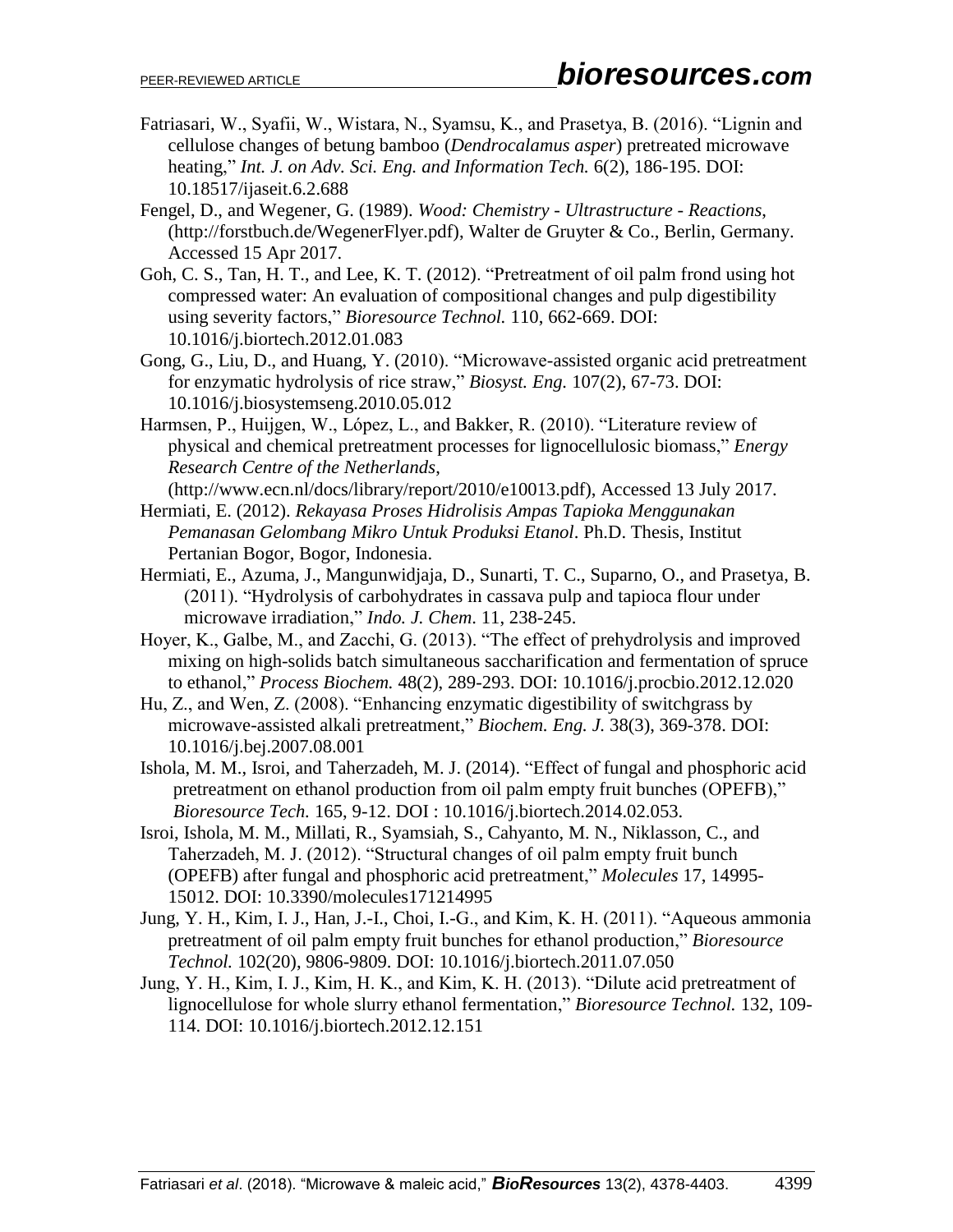Fatriasari, W., Syafii, W., Wistara, N., Syamsu, K., and Prasetya, B. (2016). "Lignin and cellulose changes of betung bamboo (*Dendrocalamus asper*) pretreated microwave heating," *Int. J. on Adv. Sci. Eng. and Information Tech.* 6(2), 186-195. DOI: 10.18517/ijaseit.6.2.688

Fengel, D., and Wegener, G. (1989). *Wood: Chemistry - Ultrastructure - Reactions*, (http://forstbuch.de/WegenerFlyer.pdf), Walter de Gruyter & Co., Berlin, Germany. Accessed 15 Apr 2017.

Goh, C. S., Tan, H. T., and Lee, K. T. (2012). "Pretreatment of oil palm frond using hot compressed water: An evaluation of compositional changes and pulp digestibility using severity factors," *Bioresource Technol.* 110, 662-669. DOI: 10.1016/j.biortech.2012.01.083

Gong, G., Liu, D., and Huang, Y. (2010). "Microwave-assisted organic acid pretreatment for enzymatic hydrolysis of rice straw," *Biosyst. Eng.* 107(2), 67-73. DOI: 10.1016/j.biosystemseng.2010.05.012

Harmsen, P., Huijgen, W., López, L., and Bakker, R. (2010). "Literature review of physical and chemical pretreatment processes for lignocellulosic biomass," *Energy Research Centre of the Netherlands*, (http://www.ecn.nl/docs/library/report/2010/e10013.pdf), Accessed 13 July 2017.

Hermiati, E. (2012). *Rekayasa Proses Hidrolisis Ampas Tapioka Menggunakan Pemanasan Gelombang Mikro Untuk Produksi Etanol*. Ph.D. Thesis, Institut Pertanian Bogor, Bogor, Indonesia.

Hermiati, E., Azuma, J., Mangunwidjaja, D., Sunarti, T. C., Suparno, O., and Prasetya, B. (2011). "Hydrolysis of carbohydrates in cassava pulp and tapioca flour under microwave irradiation," *Indo. J. Chem*. 11, 238-245.

Hoyer, K., Galbe, M., and Zacchi, G. (2013). "The effect of prehydrolysis and improved mixing on high-solids batch simultaneous saccharification and fermentation of spruce to ethanol," *Process Biochem.* 48(2), 289-293. DOI: 10.1016/j.procbio.2012.12.020

Hu, Z., and Wen, Z. (2008). "Enhancing enzymatic digestibility of switchgrass by microwave-assisted alkali pretreatment," *Biochem. Eng. J.* 38(3), 369-378. DOI: 10.1016/j.bej.2007.08.001

Ishola, M. M., Isroi, and Taherzadeh, M. J. (2014). "Effect of fungal and phosphoric acid pretreatment on ethanol production from oil palm empty fruit bunches (OPEFB)," *Bioresource Tech.* 165, 9-12. DOI : 10.1016/j.biortech.2014.02.053.

Isroi, Ishola, M. M., Millati, R., Syamsiah, S., Cahyanto, M. N., Niklasson, C., and Taherzadeh, M. J. (2012). "Structural changes of oil palm empty fruit bunch (OPEFB) after fungal and phosphoric acid pretreatment," *Molecules* 17, 14995-15012. DOI: 10.3390/molecules171214995

Jung, Y. H., Kim, I. J., Han, J.-I., Choi, I.-G., and Kim, K. H. (2011). "Aqueous ammonia pretreatment of oil palm empty fruit bunches for ethanol production," *Bioresource Technol.* 102(20), 9806-9809. DOI: 10.1016/j.biortech.2011.07.050

Jung, Y. H., Kim, I. J., Kim, H. K., and Kim, K. H. (2013). "Dilute acid pretreatment of lignocellulose for whole slurry ethanol fermentation," *Bioresource Technol.* 132, 109-114. DOI: 10.1016/j.biortech.2012.12.151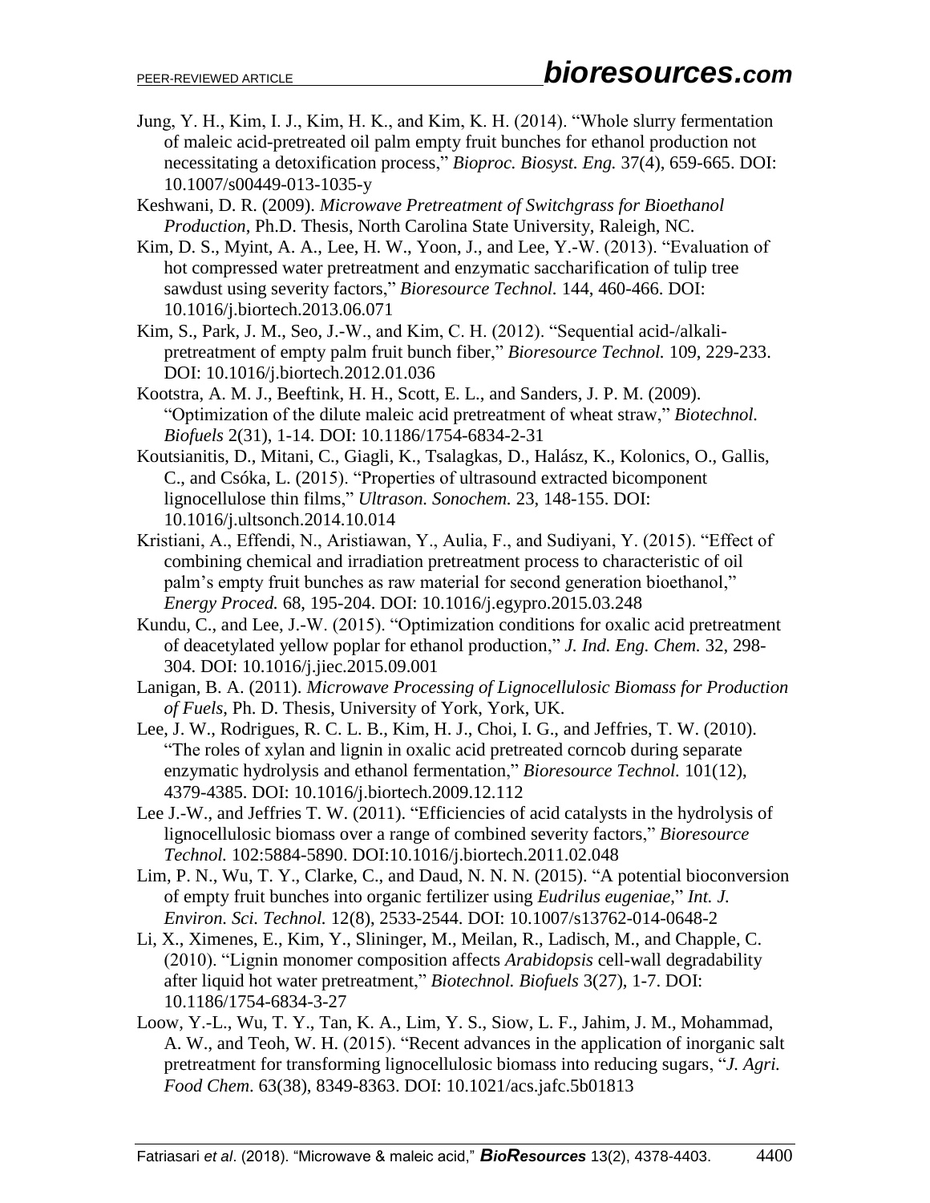Jung, Y. H., Kim, I. J., Kim, H. K., and Kim, K. H. (2014). "Whole slurry fermentation of maleic acid-pretreated oil palm empty fruit bunches for ethanol production not necessitating a detoxification process," *Bioproc. Biosyst. Eng.* 37(4), 659-665. DOI: 10.1007/s00449-013-1035-y

Keshwani, D. R. (2009). *Microwave Pretreatment of Switchgrass for Bioethanol Production*, Ph.D. Thesis, North Carolina State University, Raleigh, NC.

Kim, D. S., Myint, A. A., Lee, H. W., Yoon, J., and Lee, Y.-W. (2013). "Evaluation of hot compressed water pretreatment and enzymatic saccharification of tulip tree sawdust using severity factors," *Bioresource Technol.* 144, 460-466. DOI: 10.1016/j.biortech.2013.06.071

Kim, S., Park, J. M., Seo, J.-W., and Kim, C. H. (2012). "Sequential acid-/alkali-pretreatment of empty palm fruit bunch fiber," *Bioresource Technol.* 109, 229-233. DOI: 10.1016/j.biortech.2012.01.036

Kootstra, A. M. J., Beeftink, H. H., Scott, E. L., and Sanders, J. P. M. (2009). "Optimization of the dilute maleic acid pretreatment of wheat straw," *Biotechnol. Biofuels* 2(31), 1-14. DOI: 10.1186/1754-6834-2-31

Koutsianitis, D., Mitani, C., Giagli, K., Tsalagkas, D., Halász, K., Kolonics, O., Gallis, C., and Csóka, L. (2015). "Properties of ultrasound extracted bicomponent lignocellulose thin films," *Ultrason. Sonochem.* 23, 148-155. DOI: 10.1016/j.ultsonch.2014.10.014

Kristiani, A., Effendi, N., Aristiawan, Y., Aulia, F., and Sudiyani, Y. (2015). "Effect of combining chemical and irradiation pretreatment process to characteristic of oil palm's empty fruit bunches as raw material for second generation bioethanol," *Energy Proced.* 68, 195-204. DOI: 10.1016/j.egypro.2015.03.248

Kundu, C., and Lee, J.-W. (2015). "Optimization conditions for oxalic acid pretreatment of deacetylated yellow poplar for ethanol production," *J. Ind. Eng. Chem.* 32, 298-304. DOI: 10.1016/j.jiec.2015.09.001

Lanigan, B. A. (2011). *Microwave Processing of Lignocellulosic Biomass for Production of Fuels*, Ph. D. Thesis, University of York, York, UK.

Lee, J. W., Rodrigues, R. C. L. B., Kim, H. J., Choi, I. G., and Jeffries, T. W. (2010). "The roles of xylan and lignin in oxalic acid pretreated corncob during separate enzymatic hydrolysis and ethanol fermentation," *Bioresource Technol.* 101(12), 4379-4385. DOI: 10.1016/j.biortech.2009.12.112

Lee J.-W., and Jeffries T. W. (2011). "Efficiencies of acid catalysts in the hydrolysis of lignocellulosic biomass over a range of combined severity factors," *Bioresource Technol.* 102:5884-5890. DOI:10.1016/j.biortech.2011.02.048

Lim, P. N., Wu, T. Y., Clarke, C., and Daud, N. N. N. (2015). "A potential bioconversion of empty fruit bunches into organic fertilizer using *Eudrilus eugeniae*," *Int. J. Environ. Sci. Technol.* 12(8), 2533-2544. DOI: 10.1007/s13762-014-0648-2

Li, X., Ximenes, E., Kim, Y., Slininger, M., Meilan, R., Ladisch, M., and Chapple, C. (2010). "Lignin monomer composition affects *Arabidopsis* cell-wall degradability after liquid hot water pretreatment," *Biotechnol. Biofuels* 3(27), 1-7. DOI: 10.1186/1754-6834-3-27

Loow, Y.-L., Wu, T. Y., Tan, K. A., Lim, Y. S., Siow, L. F., Jahim, J. M., Mohammad, A. W., and Teoh, W. H. (2015). "Recent advances in the application of inorganic salt pretreatment for transforming lignocellulosic biomass into reducing sugars, "*J. Agri. Food Chem.* 63(38), 8349-8363. DOI: 10.1021/acs.jafc.5b01813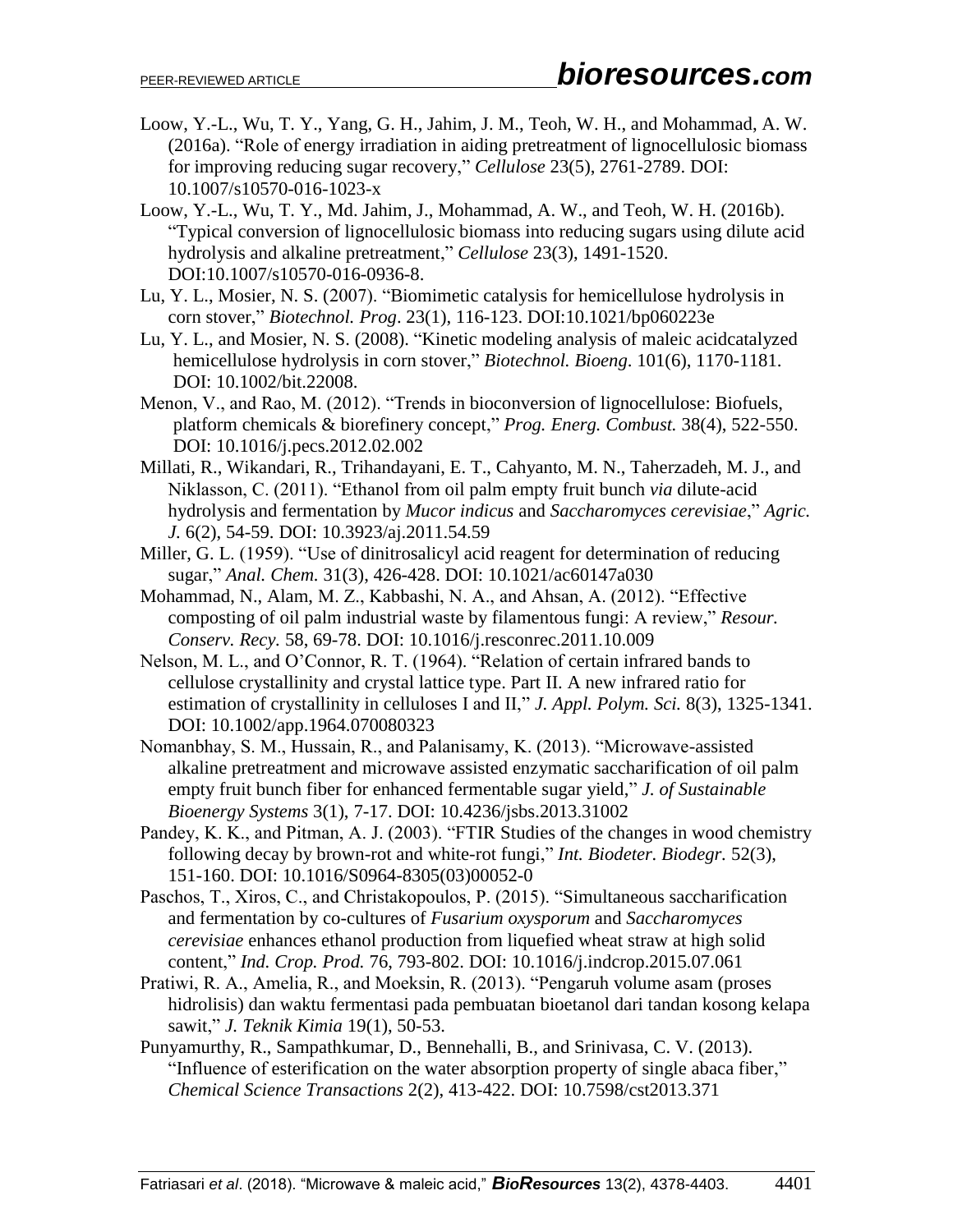Loow, Y.-L., Wu, T. Y., Yang, G. H., Jahim, J. M., Teoh, W. H., and Mohammad, A. W. (2016a). "Role of energy irradiation in aiding pretreatment of lignocellulosic biomass for improving reducing sugar recovery," *Cellulose* 23(5), 2761-2789. DOI: 10.1007/s10570-016-1023-x

Loow, Y.-L., Wu, T. Y., Md. Jahim, J., Mohammad, A. W., and Teoh, W. H. (2016b). "Typical conversion of lignocellulosic biomass into reducing sugars using dilute acid hydrolysis and alkaline pretreatment," *Cellulose* 23(3), 1491-1520. DOI:10.1007/s10570-016-0936-8.

Lu, Y. L., Mosier, N. S. (2007). "Biomimetic catalysis for hemicellulose hydrolysis in corn stover," *Biotechnol. Prog*. 23(1), 116-123. DOI:10.1021/bp060223e

Lu, Y. L., and Mosier, N. S. (2008). "Kinetic modeling analysis of maleic acidcatalyzed hemicellulose hydrolysis in corn stover," *Biotechnol. Bioeng*. 101(6), 1170-1181. DOI: 10.1002/bit.22008.

Menon, V., and Rao, M. (2012). "Trends in bioconversion of lignocellulose: Biofuels, platform chemicals & biorefinery concept," *Prog. Energ. Combust.* 38(4), 522-550. DOI: 10.1016/j.pecs.2012.02.002

Millati, R., Wikandari, R., Trihandayani, E. T., Cahyanto, M. N., Taherzadeh, M. J., and Niklasson, C. (2011). "Ethanol from oil palm empty fruit bunch *via* dilute-acid hydrolysis and fermentation by *Mucor indicus* and *Saccharomyces cerevisiae*," *Agric. J.* 6(2), 54-59. DOI: 10.3923/aj.2011.54.59

Miller, G. L. (1959). "Use of dinitrosalicyl acid reagent for determination of reducing sugar," *Anal. Chem.* 31(3), 426-428. DOI: 10.1021/ac60147a030

Mohammad, N., Alam, M. Z., Kabbashi, N. A., and Ahsan, A. (2012). "Effective composting of oil palm industrial waste by filamentous fungi: A review," *Resour. Conserv. Recy.* 58, 69-78. DOI: 10.1016/j.resconrec.2011.10.009

Nelson, M. L., and O'Connor, R. T. (1964). "Relation of certain infrared bands to cellulose crystallinity and crystal lattice type. Part II. A new infrared ratio for estimation of crystallinity in celluloses I and II," *J. Appl. Polym. Sci.* 8(3), 1325-1341. DOI: 10.1002/app.1964.070080323

Nomanbhay, S. M., Hussain, R., and Palanisamy, K. (2013). "Microwave-assisted alkaline pretreatment and microwave assisted enzymatic saccharification of oil palm empty fruit bunch fiber for enhanced fermentable sugar yield," *J. of Sustainable Bioenergy Systems* 3(1), 7-17. DOI: 10.4236/jsbs.2013.31002

Pandey, K. K., and Pitman, A. J. (2003). "FTIR Studies of the changes in wood chemistry following decay by brown-rot and white-rot fungi," *Int. Biodeter. Biodegr.* 52(3), 151-160. DOI: 10.1016/S0964-8305(03)00052-0

Paschos, T., Xiros, C., and Christakopoulos, P. (2015). "Simultaneous saccharification and fermentation by co-cultures of *Fusarium oxysporum* and *Saccharomyces cerevisiae* enhances ethanol production from liquefied wheat straw at high solid content," *Ind. Crop. Prod.* 76, 793-802. DOI: 10.1016/j.indcrop.2015.07.061

Pratiwi, R. A., Amelia, R., and Moeksin, R. (2013). "Pengaruh volume asam (proses hidrolisis) dan waktu fermentasi pada pembuatan bioetanol dari tandan kosong kelapa sawit," *J. Teknik Kimia* 19(1), 50-53.

Punyamurthy, R., Sampathkumar, D., Bennehalli, B., and Srinivasa, C. V. (2013). "Influence of esterification on the water absorption property of single abaca fiber," *Chemical Science Transactions* 2(2), 413-422. DOI: 10.7598/cst2013.371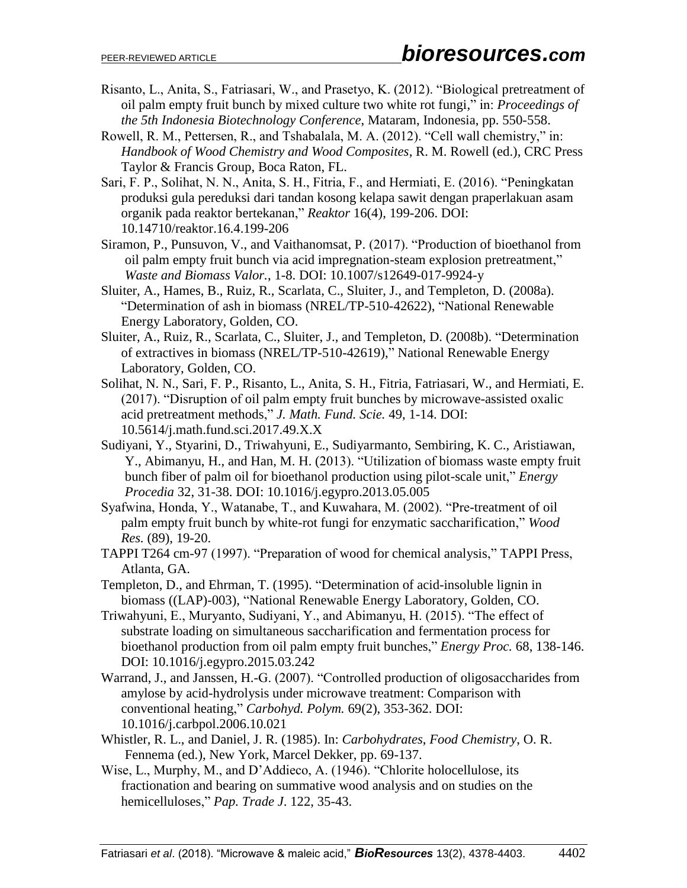Risanto, L., Anita, S., Fatriasari, W., and Prasetyo, K. (2012). "Biological pretreatment of oil palm empty fruit bunch by mixed culture two white rot fungi," in: *Proceedings of the 5th Indonesia Biotechnology Conference*, Mataram, Indonesia, pp. 550-558.

Rowell, R. M., Pettersen, R., and Tshabalala, M. A. (2012). "Cell wall chemistry," in: *Handbook of Wood Chemistry and Wood Composites*, R. M. Rowell (ed.), CRC Press Taylor & Francis Group, Boca Raton, FL.

Sari, F. P., Solihat, N. N., Anita, S. H., Fitria, F., and Hermiati, E. (2016). "Peningkatan produksi gula pereduksi dari tandan kosong kelapa sawit dengan praperlakuan asam organik pada reaktor bertekanan," *Reaktor* 16(4), 199-206. DOI: 10.14710/reaktor.16.4.199-206

Siramon, P., Punsuvon, V., and Vaithanomsat, P. (2017). "Production of bioethanol from oil palm empty fruit bunch via acid impregnation-steam explosion pretreatment," *Waste and Biomass Valor.*, 1-8. DOI: 10.1007/s12649-017-9924-y

Sluiter, A., Hames, B., Ruiz, R., Scarlata, C., Sluiter, J., and Templeton, D. (2008a). "Determination of ash in biomass (NREL/TP-510-42622), "National Renewable Energy Laboratory, Golden, CO.

Sluiter, A., Ruiz, R., Scarlata, C., Sluiter, J., and Templeton, D. (2008b). "Determination of extractives in biomass (NREL/TP-510-42619)," National Renewable Energy Laboratory, Golden, CO.

Solihat, N. N., Sari, F. P., Risanto, L., Anita, S. H., Fitria, Fatriasari, W., and Hermiati, E. (2017). "Disruption of oil palm empty fruit bunches by microwave-assisted oxalic acid pretreatment methods," *J. Math. Fund. Scie.* 49, 1-14. DOI: 10.5614/j.math.fund.sci.2017.49.X.X

Sudiyani, Y., Styarini, D., Triwahyuni, E., Sudiyarmanto, Sembiring, K. C., Aristiawan, Y., Abimanyu, H., and Han, M. H. (2013). "Utilization of biomass waste empty fruit bunch fiber of palm oil for bioethanol production using pilot-scale unit," *Energy Procedia* 32, 31-38. DOI: 10.1016/j.egypro.2013.05.005

Syafwina, Honda, Y., Watanabe, T., and Kuwahara, M. (2002). "Pre-treatment of oil palm empty fruit bunch by white-rot fungi for enzymatic saccharification," *Wood Res.* (89), 19-20.

TAPPI T264 cm-97 (1997). "Preparation of wood for chemical analysis," TAPPI Press, Atlanta, GA.

Templeton, D., and Ehrman, T. (1995). "Determination of acid-insoluble lignin in biomass ((LAP)-003), "National Renewable Energy Laboratory, Golden, CO.

Triwahyuni, E., Muryanto, Sudiyani, Y., and Abimanyu, H. (2015). "The effect of substrate loading on simultaneous saccharification and fermentation process for bioethanol production from oil palm empty fruit bunches," *Energy Proc.* 68, 138-146. DOI: 10.1016/j.egypro.2015.03.242

Warrand, J., and Janssen, H.-G. (2007). "Controlled production of oligosaccharides from amylose by acid-hydrolysis under microwave treatment: Comparison with conventional heating," *Carbohyd. Polym.* 69(2), 353-362. DOI: 10.1016/j.carbpol.2006.10.021

Whistler, R. L., and Daniel, J. R. (1985). In: *Carbohydrates*, *Food Chemistry*, O. R. Fennema (ed.), New York, Marcel Dekker, pp. 69-137.

Wise, L., Murphy, M., and D'Addieco, A. (1946). "Chlorite holocellulose, its fractionation and bearing on summative wood analysis and on studies on the hemicelluloses," *Pap. Trade J.* 122, 35-43.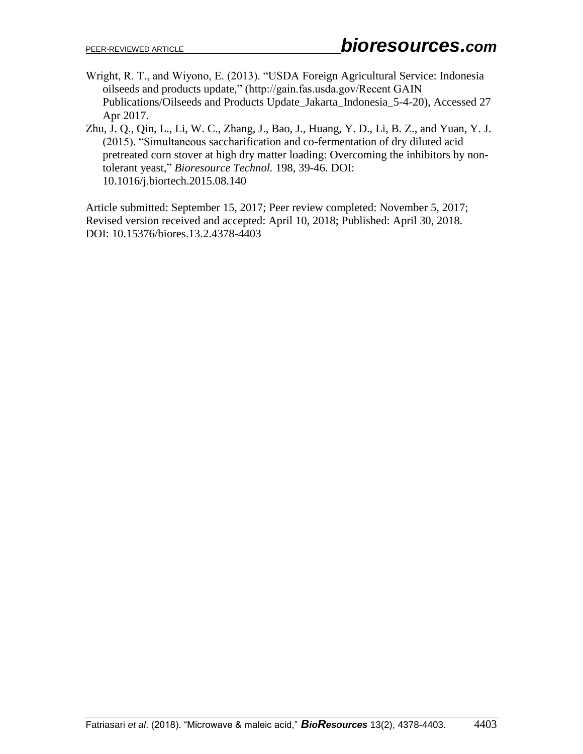Wright, R. T., and Wiyono, E. (2013). "USDA Foreign Agricultural Service: Indonesia oilseeds and products update," (http://gain.fas.usda.gov/Recent GAIN Publications/Oilseeds and Products Update_Jakarta_Indonesia_5-4-20), Accessed 27 Apr 2017.

Zhu, J. Q., Qin, L., Li, W. C., Zhang, J., Bao, J., Huang, Y. D., Li, B. Z., and Yuan, Y. J. (2015). "Simultaneous saccharification and co-fermentation of dry diluted acid pretreated corn stover at high dry matter loading: Overcoming the inhibitors by non-tolerant yeast," *Bioresource Technol.* 198, 39-46. DOI: 10.1016/j.biortech.2015.08.140

Article submitted: September 15, 2017; Peer review completed: November 5, 2017; Revised version received and accepted: April 10, 2018; Published: April 30, 2018.
DOI: 10.15376/biores.13.2.4378-4403